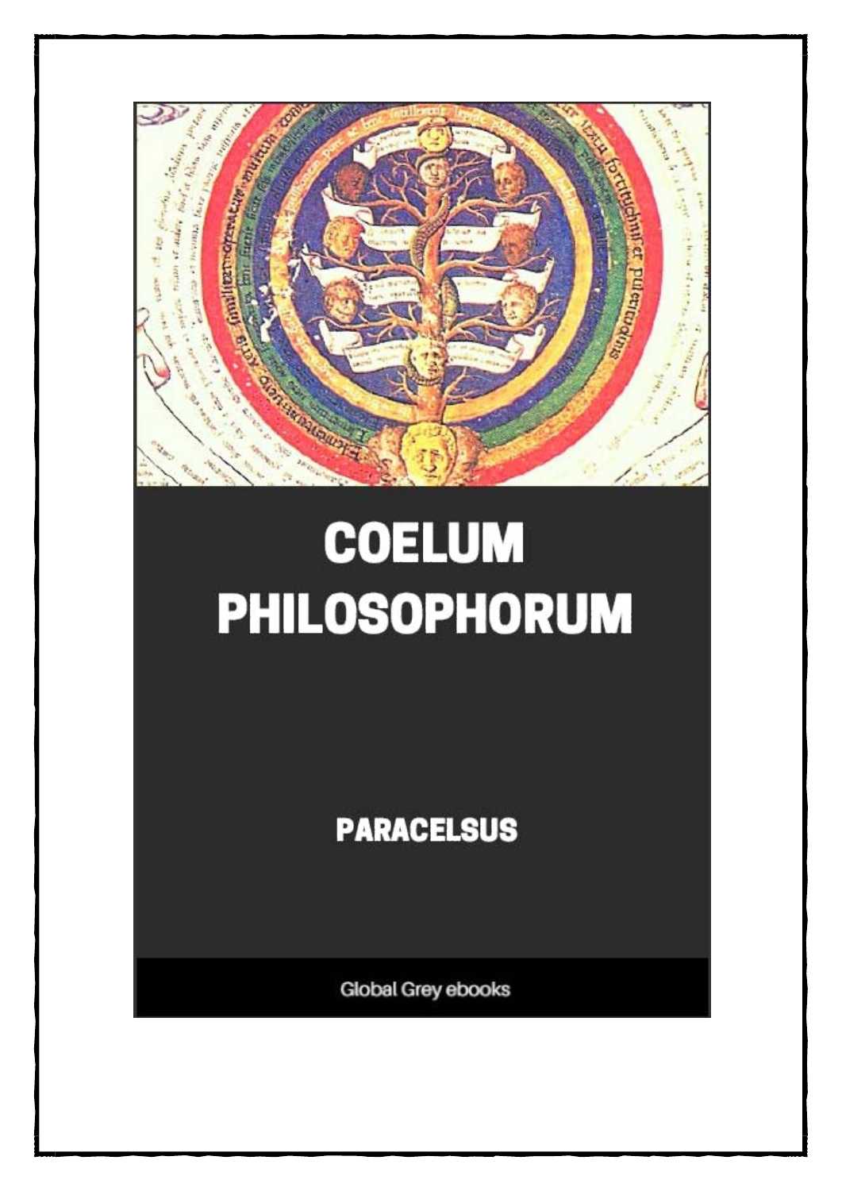# COELUM PHILOSOPHORUM

**PARACELSUS**

Global Grey ebooks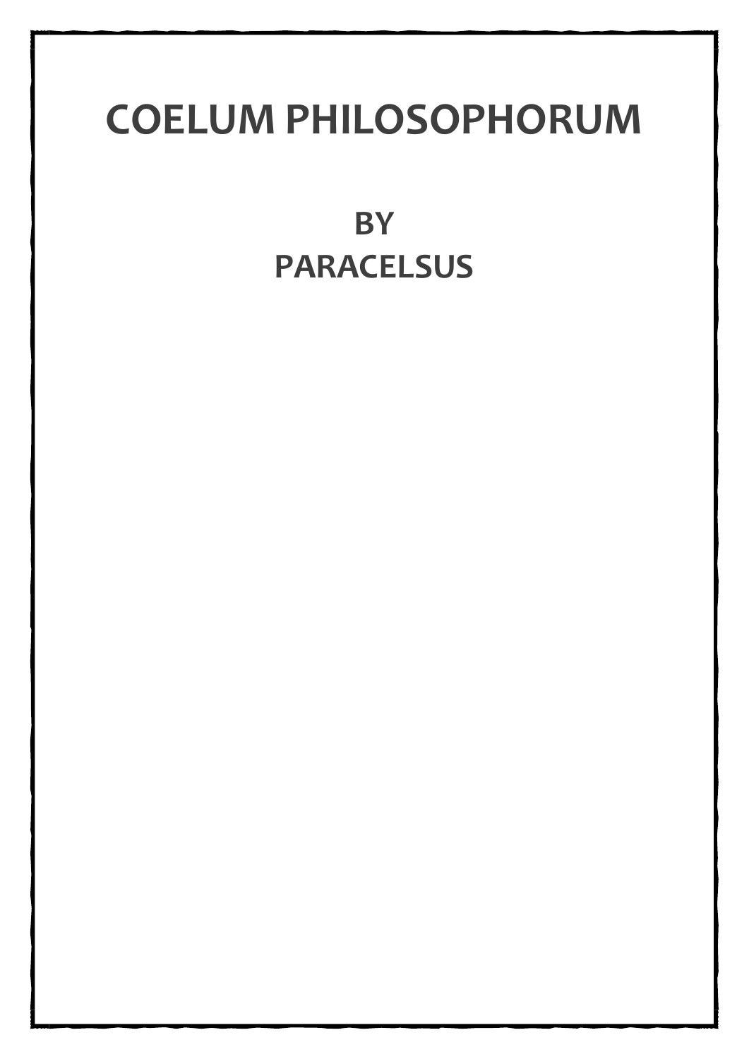# COELUM PHILOSOPHORUM

**BY**
**PARACELSUS**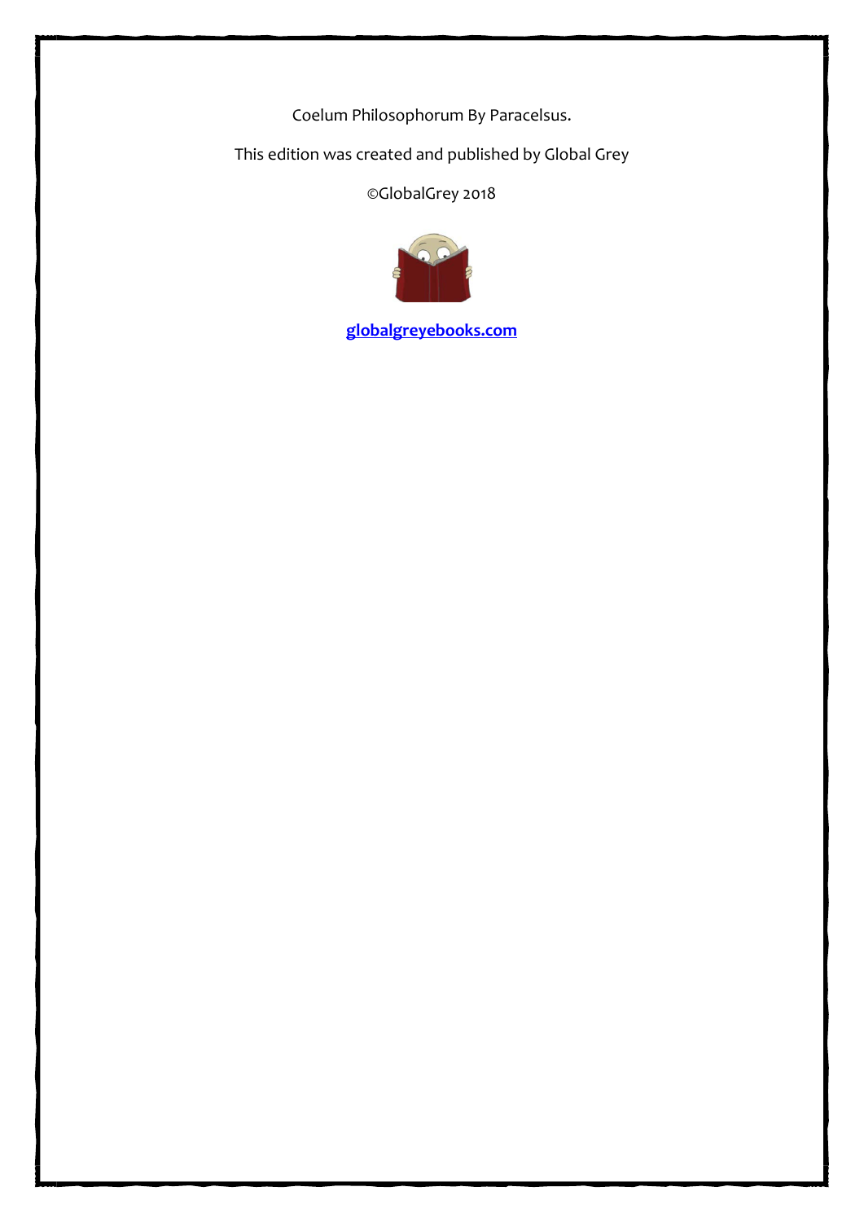Coelum Philosophorum By Paracelsus.

This edition was created and published by Global Grey

©GlobalGrey 2018

[globalgreyebooks.com](https://www.globalgreyebooks.com)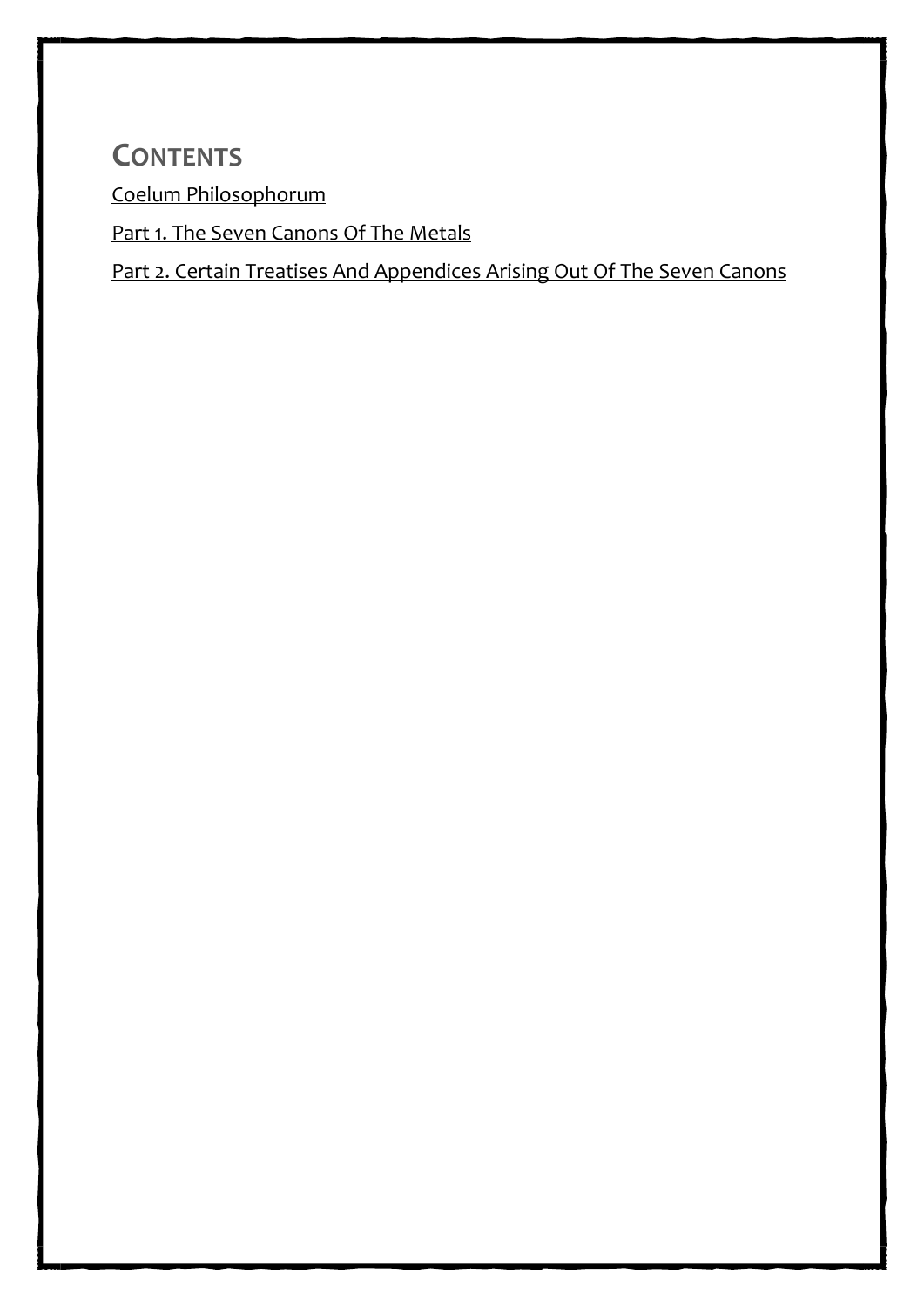# Contents

Coelum Philosophorum

Part 1. The Seven Canons Of The Metals

Part 2. Certain Treatises And Appendices Arising Out Of The Seven Canons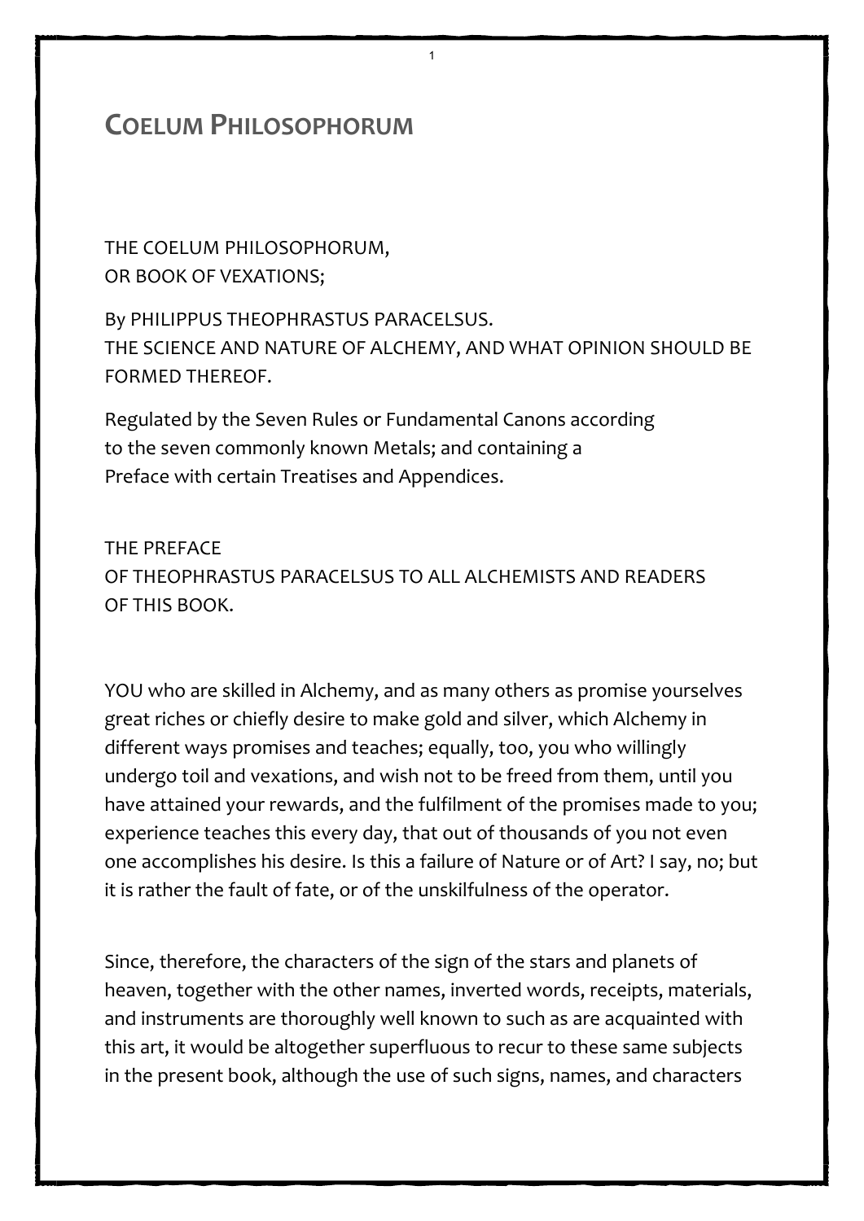# COELUM PHILOSOPHORUM

THE COELUM PHILOSOPHORUM,
OR BOOK OF VEXATIONS;

By PHILIPPUS THEOPHRASTUS PARACELSUS.
THE SCIENCE AND NATURE OF ALCHEMY, AND WHAT OPINION SHOULD BE FORMED THEREOF.

Regulated by the Seven Rules or Fundamental Canons according to the seven commonly known Metals; and containing a Preface with certain Treatises and Appendices.

THE PREFACE
OF THEOPHRASTUS PARACELSUS TO ALL ALCHEMISTS AND READERS OF THIS BOOK.

YOU who are skilled in Alchemy, and as many others as promise yourselves great riches or chiefly desire to make gold and silver, which Alchemy in different ways promises and teaches; equally, too, you who willingly undergo toil and vexations, and wish not to be freed from them, until you have attained your rewards, and the fulfilment of the promises made to you; experience teaches this every day, that out of thousands of you not even one accomplishes his desire. Is this a failure of Nature or of Art? I say, no; but it is rather the fault of fate, or of the unskilfulness of the operator.

Since, therefore, the characters of the sign of the stars and planets of heaven, together with the other names, inverted words, receipts, materials, and instruments are thoroughly well known to such as are acquainted with this art, it would be altogether superfluous to recur to these same subjects in the present book, although the use of such signs, names, and characters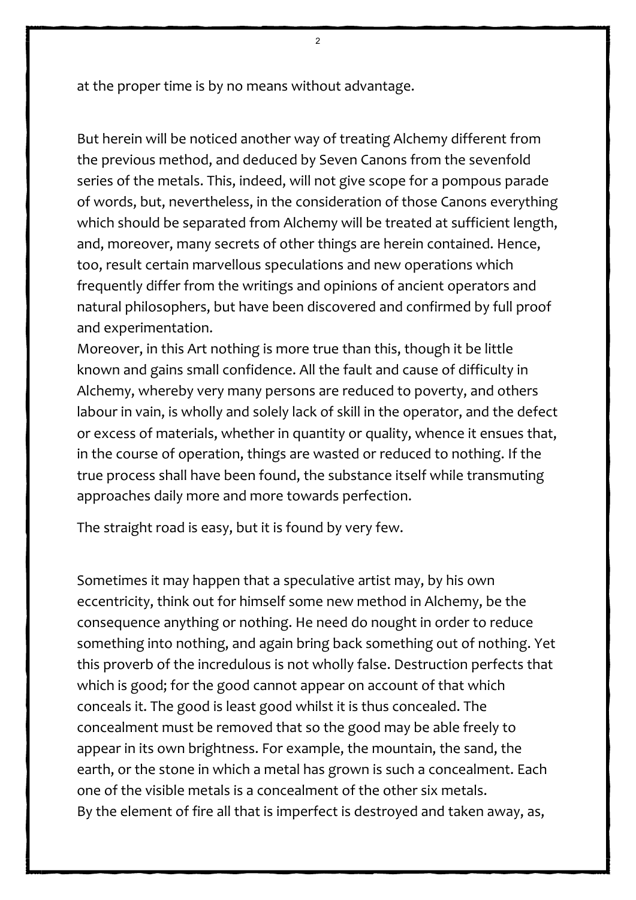at the proper time is by no means without advantage.

But herein will be noticed another way of treating Alchemy different from the previous method, and deduced by Seven Canons from the sevenfold series of the metals. This, indeed, will not give scope for a pompous parade of words, but, nevertheless, in the consideration of those Canons everything which should be separated from Alchemy will be treated at sufficient length, and, moreover, many secrets of other things are herein contained. Hence, too, result certain marvellous speculations and new operations which frequently differ from the writings and opinions of ancient operators and natural philosophers, but have been discovered and confirmed by full proof and experimentation.

Moreover, in this Art nothing is more true than this, though it be little known and gains small confidence. All the fault and cause of difficulty in Alchemy, whereby very many persons are reduced to poverty, and others labour in vain, is wholly and solely lack of skill in the operator, and the defect or excess of materials, whether in quantity or quality, whence it ensues that, in the course of operation, things are wasted or reduced to nothing. If the true process shall have been found, the substance itself while transmuting approaches daily more and more towards perfection.

The straight road is easy, but it is found by very few.

Sometimes it may happen that a speculative artist may, by his own eccentricity, think out for himself some new method in Alchemy, be the consequence anything or nothing. He need do nought in order to reduce something into nothing, and again bring back something out of nothing. Yet this proverb of the incredulous is not wholly false. Destruction perfects that which is good; for the good cannot appear on account of that which conceals it. The good is least good whilst it is thus concealed. The concealment must be removed that so the good may be able freely to appear in its own brightness. For example, the mountain, the sand, the earth, or the stone in which a metal has grown is such a concealment. Each one of the visible metals is a concealment of the other six metals.

By the element of fire all that is imperfect is destroyed and taken away, as,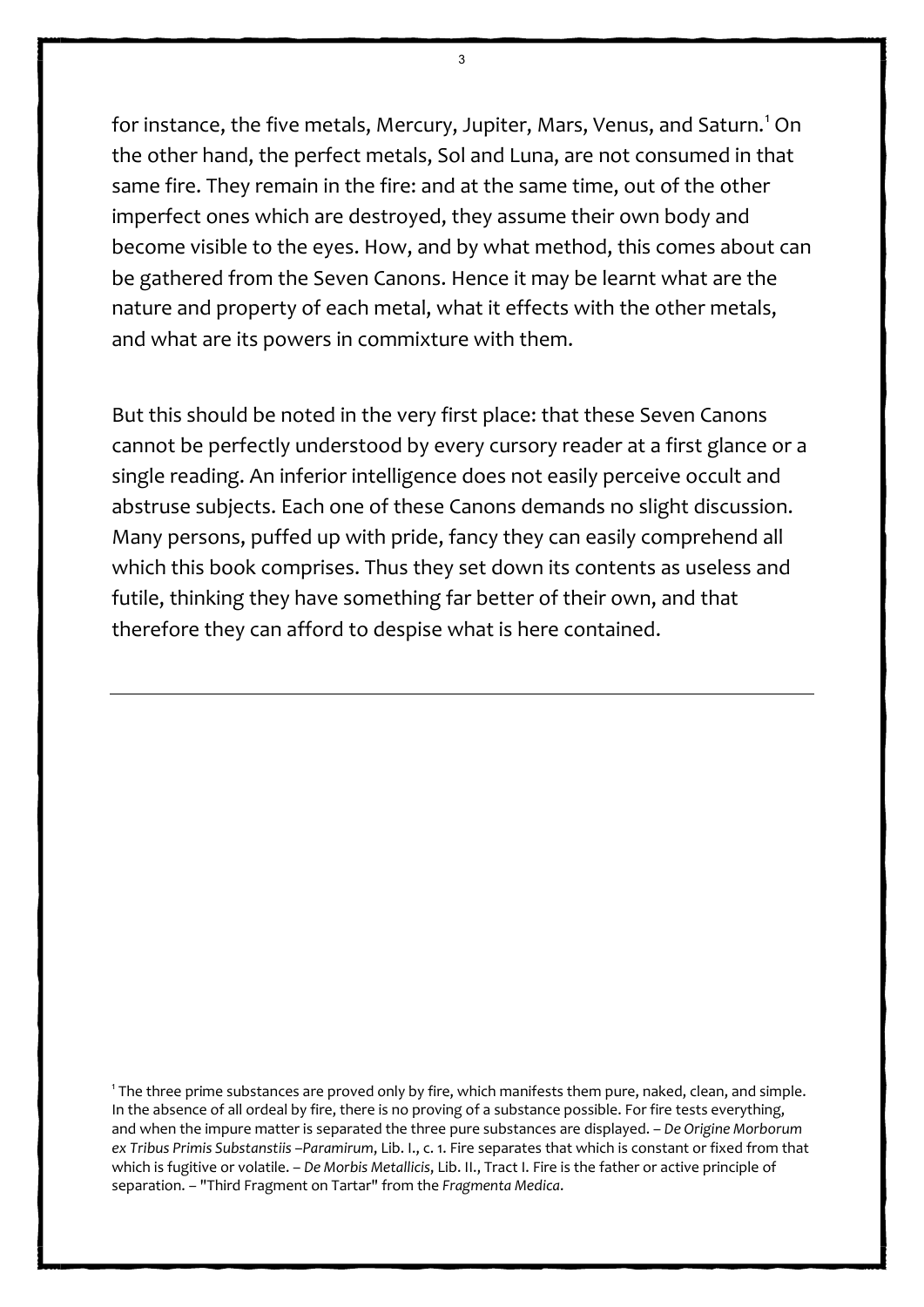for instance, the five metals, Mercury, Jupiter, Mars, Venus, and Saturn.[1] On the other hand, the perfect metals, Sol and Luna, are not consumed in that same fire. They remain in the fire: and at the same time, out of the other imperfect ones which are destroyed, they assume their own body and become visible to the eyes. How, and by what method, this comes about can be gathered from the Seven Canons. Hence it may be learnt what are the nature and property of each metal, what it effects with the other metals, and what are its powers in commixture with them.

But this should be noted in the very first place: that these Seven Canons cannot be perfectly understood by every cursory reader at a first glance or a single reading. An inferior intelligence does not easily perceive occult and abstruse subjects. Each one of these Canons demands no slight discussion. Many persons, puffed up with pride, fancy they can easily comprehend all which this book comprises. Thus they set down its contents as useless and futile, thinking they have something far better of their own, and that therefore they can afford to despise what is here contained.

---

[1] The three prime substances are proved only by fire, which manifests them pure, naked, clean, and simple. In the absence of all ordeal by fire, there is no proving of a substance possible. For fire tests everything, and when the impure matter is separated the three pure substances are displayed. – *De Origine Morborum ex Tribus Primis Substanstiis –Paramirum*, Lib. I., c. 1. Fire separates that which is constant or fixed from that which is fugitive or volatile. – *De Morbis Metallicis*, Lib. II., Tract I. Fire is the father or active principle of separation. – "Third Fragment on Tartar" from the *Fragmenta Medica*.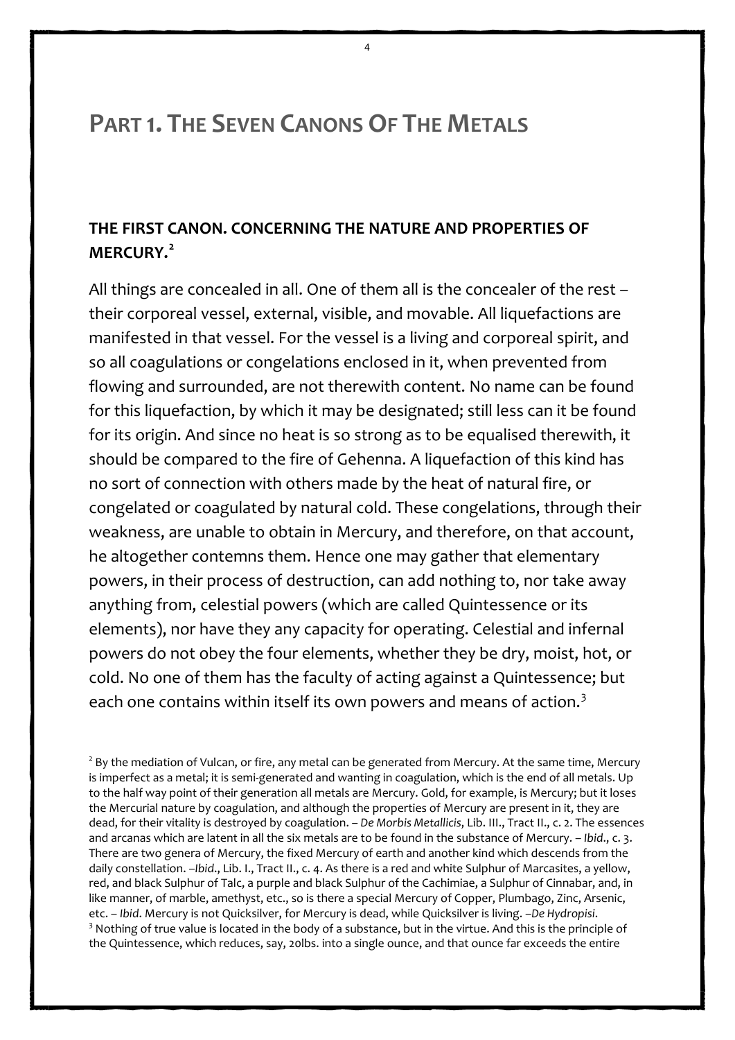# Part 1. The Seven Canons Of The Metals

## THE FIRST CANON. CONCERNING THE NATURE AND PROPERTIES OF MERCURY.[2]

All things are concealed in all. One of them all is the concealer of the rest – their corporeal vessel, external, visible, and movable. All liquefactions are manifested in that vessel. For the vessel is a living and corporeal spirit, and so all coagulations or congelations enclosed in it, when prevented from flowing and surrounded, are not therewith content. No name can be found for this liquefaction, by which it may be designated; still less can it be found for its origin. And since no heat is so strong as to be equalised therewith, it should be compared to the fire of Gehenna. A liquefaction of this kind has no sort of connection with others made by the heat of natural fire, or congelated or coagulated by natural cold. These congelations, through their weakness, are unable to obtain in Mercury, and therefore, on that account, he altogether contemns them. Hence one may gather that elementary powers, in their process of destruction, can add nothing to, nor take away anything from, celestial powers (which are called Quintessence or its elements), nor have they any capacity for operating. Celestial and infernal powers do not obey the four elements, whether they be dry, moist, hot, or cold. No one of them has the faculty of acting against a Quintessence; but each one contains within itself its own powers and means of action.[3]

[2] By the mediation of Vulcan, or fire, any metal can be generated from Mercury. At the same time, Mercury is imperfect as a metal; it is semi-generated and wanting in coagulation, which is the end of all metals. Up to the half way point of their generation all metals are Mercury. Gold, for example, is Mercury; but it loses the Mercurial nature by coagulation, and although the properties of Mercury are present in it, they are dead, for their vitality is destroyed by coagulation. – *De Morbis Metallicis*, Lib. III., Tract II., c. 2. The essences and arcanas which are latent in all the six metals are to be found in the substance of Mercury. – *Ibid*., c. 3. There are two genera of Mercury, the fixed Mercury of earth and another kind which descends from the daily constellation. –*Ibid*., Lib. I., Tract II., c. 4. As there is a red and white Sulphur of Marcasites, a yellow, red, and black Sulphur of Talc, a purple and black Sulphur of the Cachimiae, a Sulphur of Cinnabar, and, in like manner, of marble, amethyst, etc., so is there a special Mercury of Copper, Plumbago, Zinc, Arsenic, etc. – *Ibid*. Mercury is not Quicksilver, for Mercury is dead, while Quicksilver is living. –*De Hydropisi*.

[3] Nothing of true value is located in the body of a substance, but in the virtue. And this is the principle of the Quintessence, which reduces, say, 20lbs. into a single ounce, and that ounce far exceeds the entire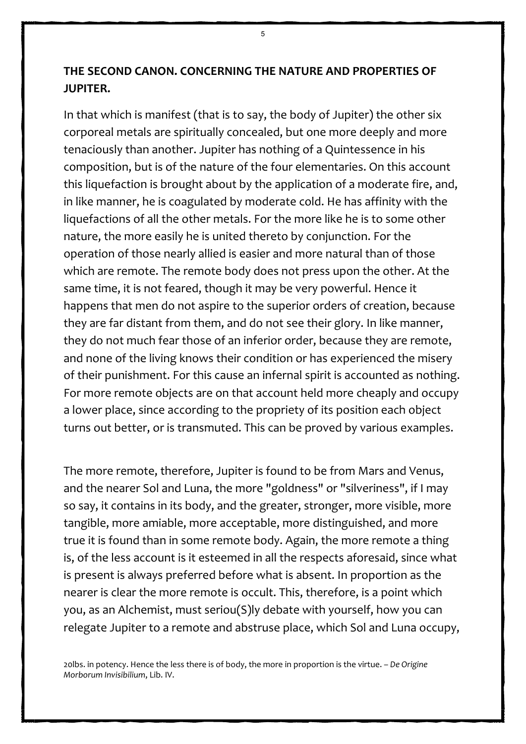## THE SECOND CANON. CONCERNING THE NATURE AND PROPERTIES OF JUPITER.

In that which is manifest (that is to say, the body of Jupiter) the other six corporeal metals are spiritually concealed, but one more deeply and more tenaciously than another. Jupiter has nothing of a Quintessence in his composition, but is of the nature of the four elementaries. On this account this liquefaction is brought about by the application of a moderate fire, and, in like manner, he is coagulated by moderate cold. He has affinity with the liquefactions of all the other metals. For the more like he is to some other nature, the more easily he is united thereto by conjunction. For the operation of those nearly allied is easier and more natural than of those which are remote. The remote body does not press upon the other. At the same time, it is not feared, though it may be very powerful. Hence it happens that men do not aspire to the superior orders of creation, because they are far distant from them, and do not see their glory. In like manner, they do not much fear those of an inferior order, because they are remote, and none of the living knows their condition or has experienced the misery of their punishment. For this cause an infernal spirit is accounted as nothing. For more remote objects are on that account held more cheaply and occupy a lower place, since according to the propriety of its position each object turns out better, or is transmuted. This can be proved by various examples.

The more remote, therefore, Jupiter is found to be from Mars and Venus, and the nearer Sol and Luna, the more "goldness" or "silveriness", if I may so say, it contains in its body, and the greater, stronger, more visible, more tangible, more amiable, more acceptable, more distinguished, and more true it is found than in some remote body. Again, the more remote a thing is, of the less account is it esteemed in all the respects aforesaid, since what is present is always preferred before what is absent. In proportion as the nearer is clear the more remote is occult. This, therefore, is a point which you, as an Alchemist, must seriou(S)ly debate with yourself, how you can relegate Jupiter to a remote and abstruse place, which Sol and Luna occupy,

20lbs. in potency. Hence the less there is of body, the more in proportion is the virtue. – *De Origine Morborum Invisibilium*, Lib. IV.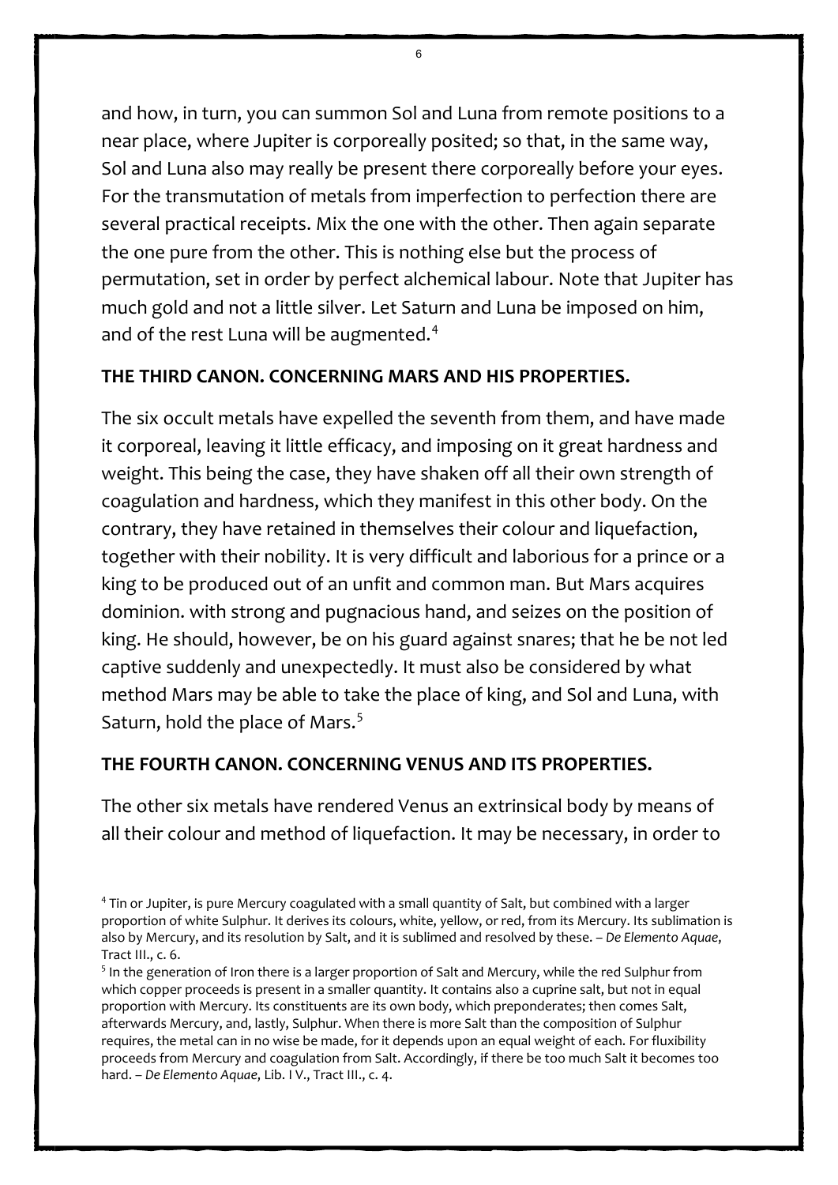and how, in turn, you can summon Sol and Luna from remote positions to a near place, where Jupiter is corporeally posited; so that, in the same way, Sol and Luna also may really be present there corporeally before your eyes. For the transmutation of metals from imperfection to perfection there are several practical receipts. Mix the one with the other. Then again separate the one pure from the other. This is nothing else but the process of permutation, set in order by perfect alchemical labour. Note that Jupiter has much gold and not a little silver. Let Saturn and Luna be imposed on him, and of the rest Luna will be augmented.[4]

**THE THIRD CANON. CONCERNING MARS AND HIS PROPERTIES.**

The six occult metals have expelled the seventh from them, and have made it corporeal, leaving it little efficacy, and imposing on it great hardness and weight. This being the case, they have shaken off all their own strength of coagulation and hardness, which they manifest in this other body. On the contrary, they have retained in themselves their colour and liquefaction, together with their nobility. It is very difficult and laborious for a prince or a king to be produced out of an unfit and common man. But Mars acquires dominion. with strong and pugnacious hand, and seizes on the position of king. He should, however, be on his guard against snares; that he be not led captive suddenly and unexpectedly. It must also be considered by what method Mars may be able to take the place of king, and Sol and Luna, with Saturn, hold the place of Mars.[5]

**THE FOURTH CANON. CONCERNING VENUS AND ITS PROPERTIES.**

The other six metals have rendered Venus an extrinsical body by means of all their colour and method of liquefaction. It may be necessary, in order to

---

[4] Tin or Jupiter, is pure Mercury coagulated with a small quantity of Salt, but combined with a larger proportion of white Sulphur. It derives its colours, white, yellow, or red, from its Mercury. Its sublimation is also by Mercury, and its resolution by Salt, and it is sublimed and resolved by these. – *De Elemento Aquae*, Tract III., c. 6.

[5] In the generation of Iron there is a larger proportion of Salt and Mercury, while the red Sulphur from which copper proceeds is present in a smaller quantity. It contains also a cuprine salt, but not in equal proportion with Mercury. Its constituents are its own body, which preponderates; then comes Salt, afterwards Mercury, and, lastly, Sulphur. When there is more Salt than the composition of Sulphur requires, the metal can in no wise be made, for it depends upon an equal weight of each. For fluxibility proceeds from Mercury and coagulation from Salt. Accordingly, if there be too much Salt it becomes too hard. – *De Elemento Aquae*, Lib. I V., Tract III., c. 4.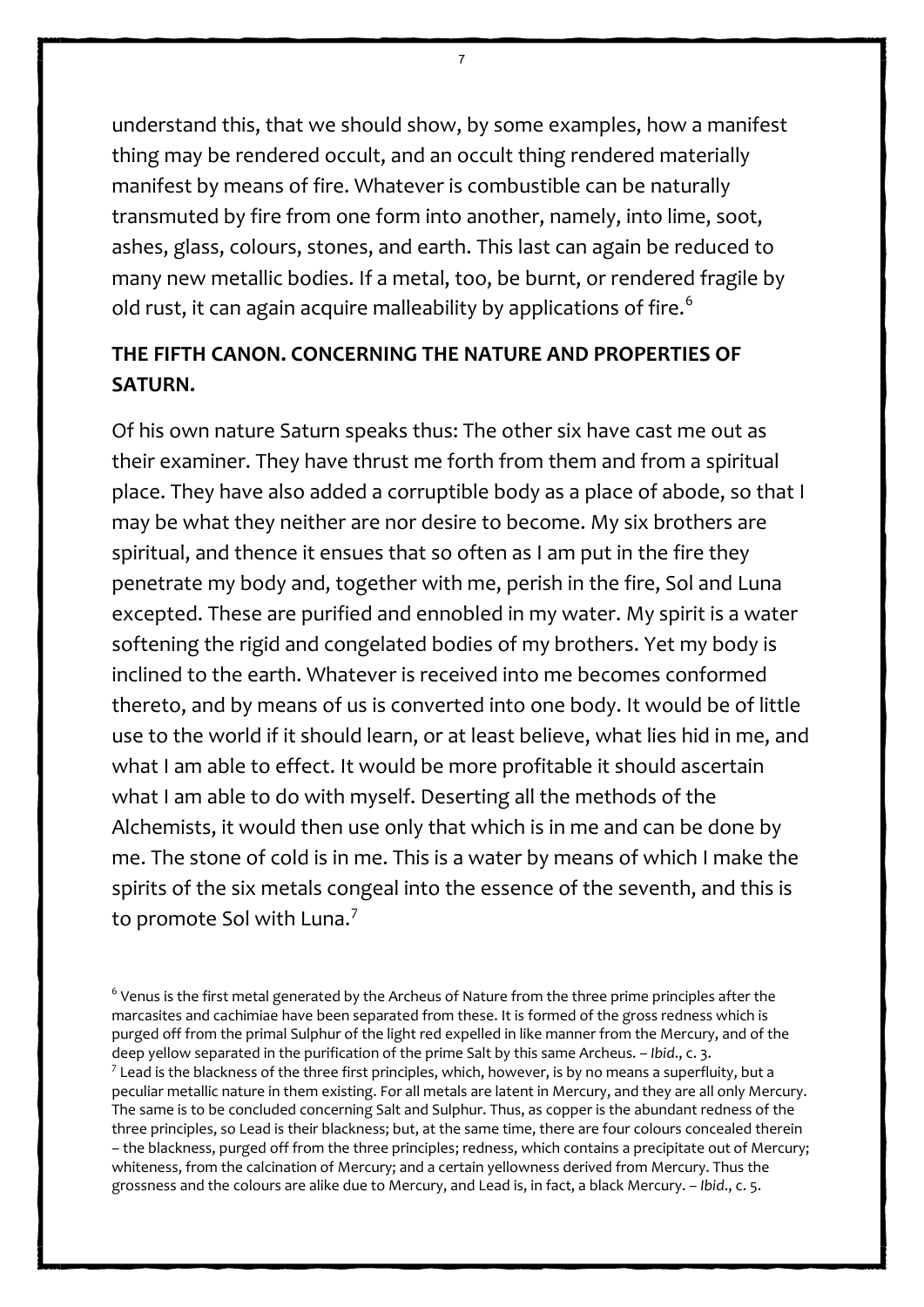understand this, that we should show, by some examples, how a manifest thing may be rendered occult, and an occult thing rendered materially manifest by means of fire. Whatever is combustible can be naturally transmuted by fire from one form into another, namely, into lime, soot, ashes, glass, colours, stones, and earth. This last can again be reduced to many new metallic bodies. If a metal, too, be burnt, or rendered fragile by old rust, it can again acquire malleability by applications of fire.[6]

## THE FIFTH CANON. CONCERNING THE NATURE AND PROPERTIES OF SATURN.

Of his own nature Saturn speaks thus: The other six have cast me out as their examiner. They have thrust me forth from them and from a spiritual place. They have also added a corruptible body as a place of abode, so that I may be what they neither are nor desire to become. My six brothers are spiritual, and thence it ensues that so often as I am put in the fire they penetrate my body and, together with me, perish in the fire, Sol and Luna excepted. These are purified and ennobled in my water. My spirit is a water softening the rigid and congelated bodies of my brothers. Yet my body is inclined to the earth. Whatever is received into me becomes conformed thereto, and by means of us is converted into one body. It would be of little use to the world if it should learn, or at least believe, what lies hid in me, and what I am able to effect. It would be more profitable it should ascertain what I am able to do with myself. Deserting all the methods of the Alchemists, it would then use only that which is in me and can be done by me. The stone of cold is in me. This is a water by means of which I make the spirits of the six metals congeal into the essence of the seventh, and this is to promote Sol with Luna.[7]

[6] Venus is the first metal generated by the Archeus of Nature from the three prime principles after the marcasites and cachimiae have been separated from these. It is formed of the gross redness which is purged off from the primal Sulphur of the light red expelled in like manner from the Mercury, and of the deep yellow separated in the purification of the prime Salt by this same Archeus. – *Ibid*., c. 3.

[7] Lead is the blackness of the three first principles, which, however, is by no means a superfluity, but a peculiar metallic nature in them existing. For all metals are latent in Mercury, and they are all only Mercury. The same is to be concluded concerning Salt and Sulphur. Thus, as copper is the abundant redness of the three principles, so Lead is their blackness; but, at the same time, there are four colours concealed therein – the blackness, purged off from the three principles; redness, which contains a precipitate out of Mercury; whiteness, from the calcination of Mercury; and a certain yellowness derived from Mercury. Thus the grossness and the colours are alike due to Mercury, and Lead is, in fact, a black Mercury. – *Ibid*., c. 5.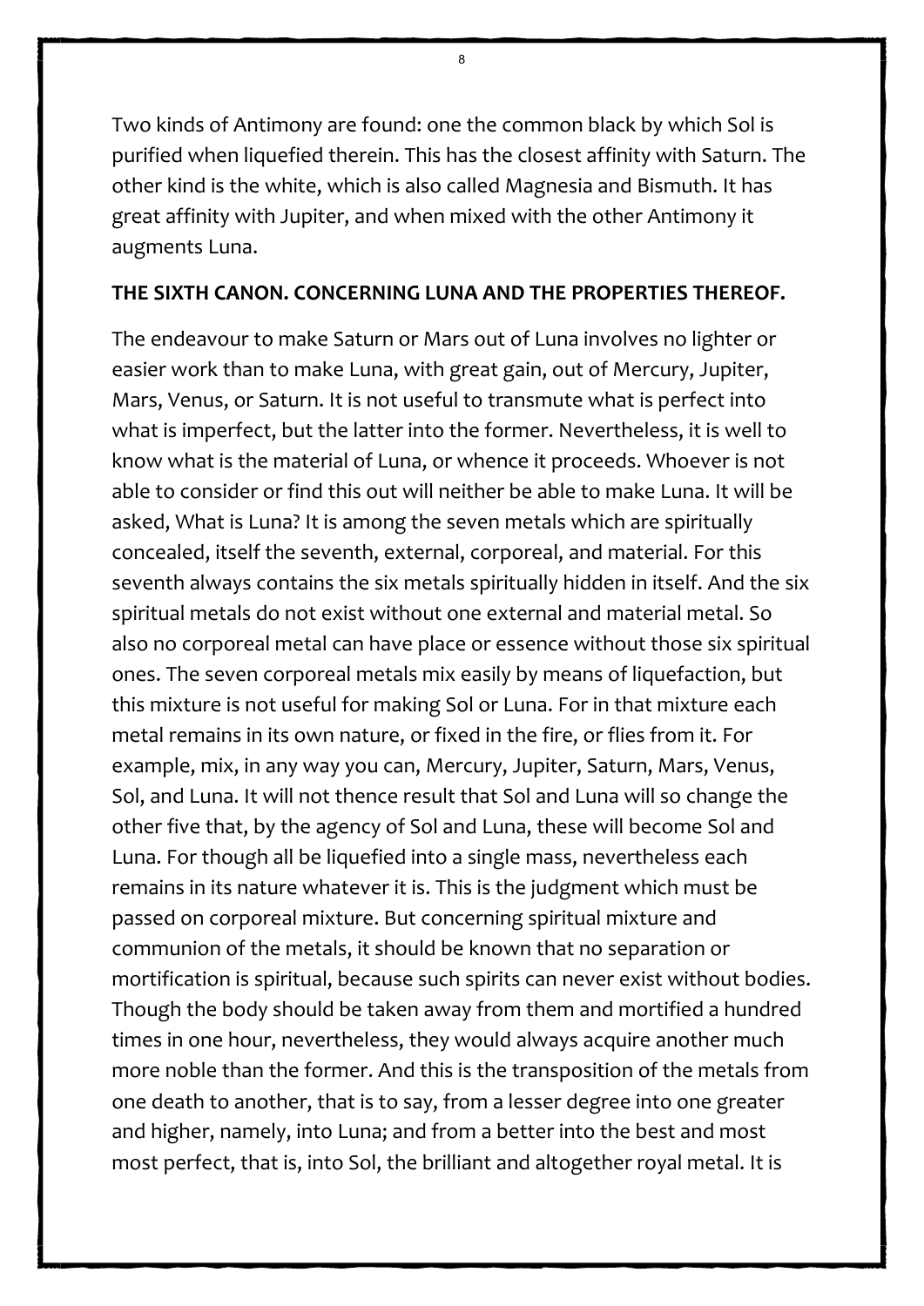Two kinds of Antimony are found: one the common black by which Sol is purified when liquefied therein. This has the closest affinity with Saturn. The other kind is the white, which is also called Magnesia and Bismuth. It has great affinity with Jupiter, and when mixed with the other Antimony it augments Luna.

**THE SIXTH CANON. CONCERNING LUNA AND THE PROPERTIES THEREOF.**

The endeavour to make Saturn or Mars out of Luna involves no lighter or easier work than to make Luna, with great gain, out of Mercury, Jupiter, Mars, Venus, or Saturn. It is not useful to transmute what is perfect into what is imperfect, but the latter into the former. Nevertheless, it is well to know what is the material of Luna, or whence it proceeds. Whoever is not able to consider or find this out will neither be able to make Luna. It will be asked, What is Luna? It is among the seven metals which are spiritually concealed, itself the seventh, external, corporeal, and material. For this seventh always contains the six metals spiritually hidden in itself. And the six spiritual metals do not exist without one external and material metal. So also no corporeal metal can have place or essence without those six spiritual ones. The seven corporeal metals mix easily by means of liquefaction, but this mixture is not useful for making Sol or Luna. For in that mixture each metal remains in its own nature, or fixed in the fire, or flies from it. For example, mix, in any way you can, Mercury, Jupiter, Saturn, Mars, Venus, Sol, and Luna. It will not thence result that Sol and Luna will so change the other five that, by the agency of Sol and Luna, these will become Sol and Luna. For though all be liquefied into a single mass, nevertheless each remains in its nature whatever it is. This is the judgment which must be passed on corporeal mixture. But concerning spiritual mixture and communion of the metals, it should be known that no separation or mortification is spiritual, because such spirits can never exist without bodies. Though the body should be taken away from them and mortified a hundred times in one hour, nevertheless, they would always acquire another much more noble than the former. And this is the transposition of the metals from one death to another, that is to say, from a lesser degree into one greater and higher, namely, into Luna; and from a better into the best and most most perfect, that is, into Sol, the brilliant and altogether royal metal. It is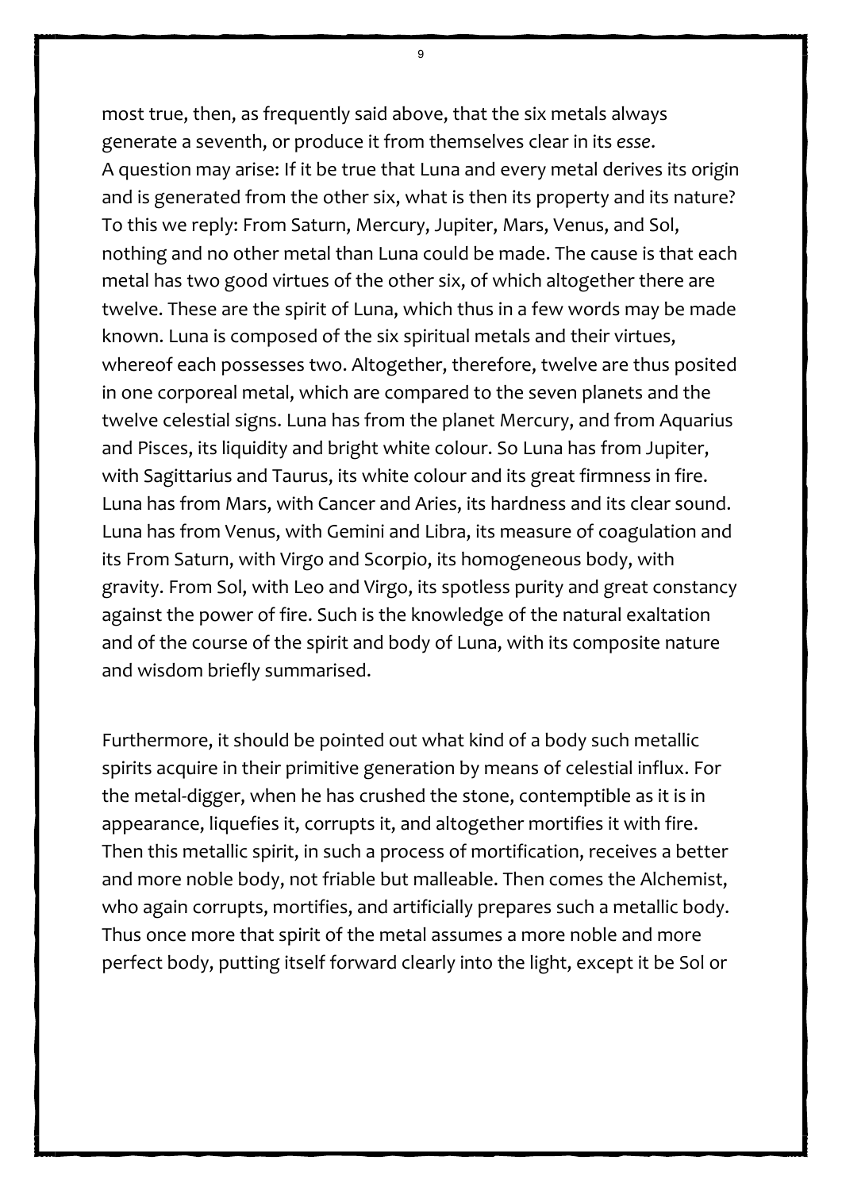most true, then, as frequently said above, that the six metals always generate a seventh, or produce it from themselves clear in its *esse*.
A question may arise: If it be true that Luna and every metal derives its origin and is generated from the other six, what is then its property and its nature? To this we reply: From Saturn, Mercury, Jupiter, Mars, Venus, and Sol, nothing and no other metal than Luna could be made. The cause is that each metal has two good virtues of the other six, of which altogether there are twelve. These are the spirit of Luna, which thus in a few words may be made known. Luna is composed of the six spiritual metals and their virtues, whereof each possesses two. Altogether, therefore, twelve are thus posited in one corporeal metal, which are compared to the seven planets and the twelve celestial signs. Luna has from the planet Mercury, and from Aquarius and Pisces, its liquidity and bright white colour. So Luna has from Jupiter, with Sagittarius and Taurus, its white colour and its great firmness in fire. Luna has from Mars, with Cancer and Aries, its hardness and its clear sound. Luna has from Venus, with Gemini and Libra, its measure of coagulation and its From Saturn, with Virgo and Scorpio, its homogeneous body, with gravity. From Sol, with Leo and Virgo, its spotless purity and great constancy against the power of fire. Such is the knowledge of the natural exaltation and of the course of the spirit and body of Luna, with its composite nature and wisdom briefly summarised.

Furthermore, it should be pointed out what kind of a body such metallic spirits acquire in their primitive generation by means of celestial influx. For the metal-digger, when he has crushed the stone, contemptible as it is in appearance, liquefies it, corrupts it, and altogether mortifies it with fire. Then this metallic spirit, in such a process of mortification, receives a better and more noble body, not friable but malleable. Then comes the Alchemist, who again corrupts, mortifies, and artificially prepares such a metallic body. Thus once more that spirit of the metal assumes a more noble and more perfect body, putting itself forward clearly into the light, except it be Sol or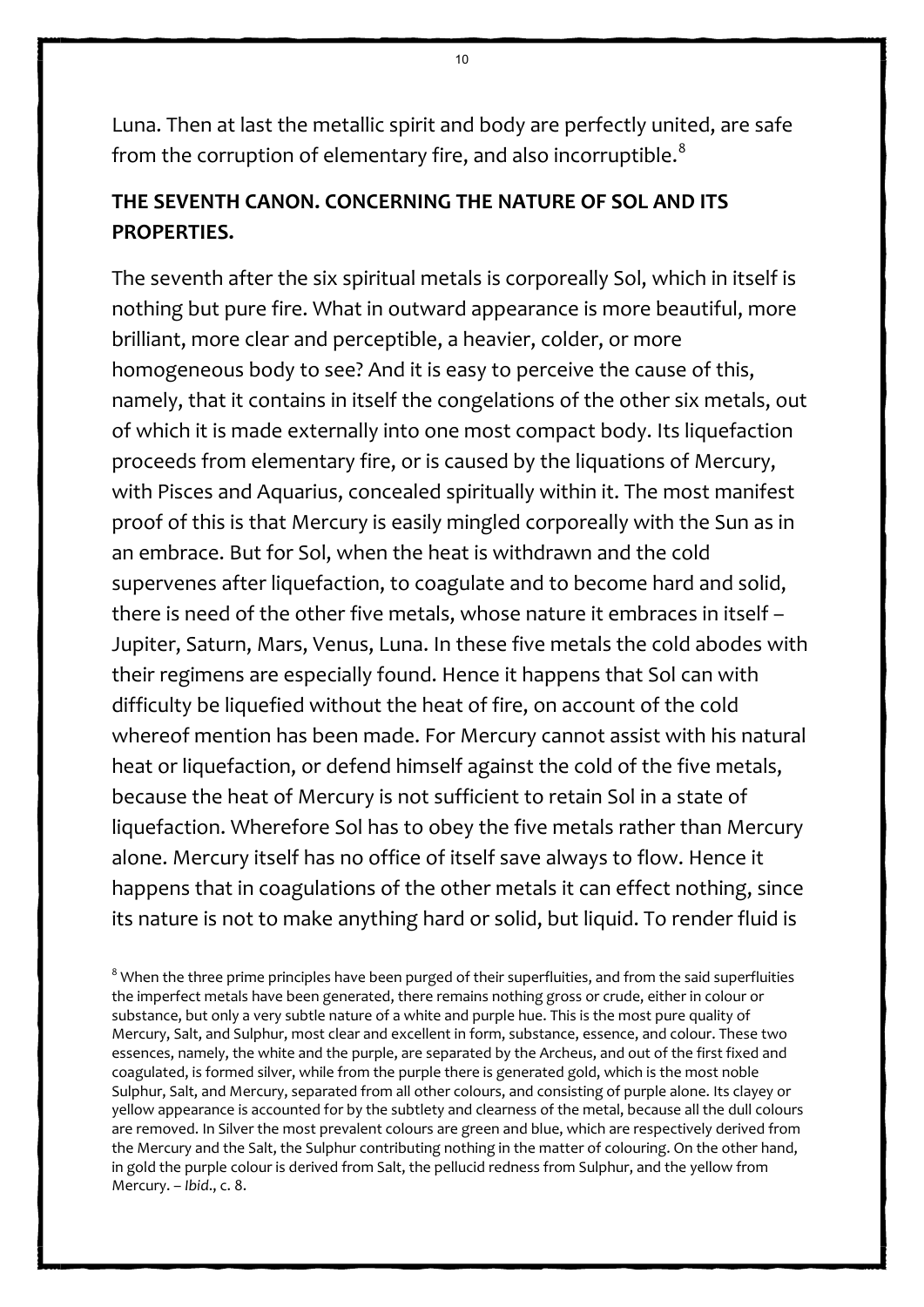Luna. Then at last the metallic spirit and body are perfectly united, are safe from the corruption of elementary fire, and also incorruptible.[8]

## THE SEVENTH CANON. CONCERNING THE NATURE OF SOL AND ITS PROPERTIES.

The seventh after the six spiritual metals is corporeally Sol, which in itself is nothing but pure fire. What in outward appearance is more beautiful, more brilliant, more clear and perceptible, a heavier, colder, or more homogeneous body to see? And it is easy to perceive the cause of this, namely, that it contains in itself the congelations of the other six metals, out of which it is made externally into one most compact body. Its liquefaction proceeds from elementary fire, or is caused by the liquations of Mercury, with Pisces and Aquarius, concealed spiritually within it. The most manifest proof of this is that Mercury is easily mingled corporeally with the Sun as in an embrace. But for Sol, when the heat is withdrawn and the cold supervenes after liquefaction, to coagulate and to become hard and solid, there is need of the other five metals, whose nature it embraces in itself – Jupiter, Saturn, Mars, Venus, Luna. In these five metals the cold abodes with their regimens are especially found. Hence it happens that Sol can with difficulty be liquefied without the heat of fire, on account of the cold whereof mention has been made. For Mercury cannot assist with his natural heat or liquefaction, or defend himself against the cold of the five metals, because the heat of Mercury is not sufficient to retain Sol in a state of liquefaction. Wherefore Sol has to obey the five metals rather than Mercury alone. Mercury itself has no office of itself save always to flow. Hence it happens that in coagulations of the other metals it can effect nothing, since its nature is not to make anything hard or solid, but liquid. To render fluid is

[8] When the three prime principles have been purged of their superfluities, and from the said superfluities the imperfect metals have been generated, there remains nothing gross or crude, either in colour or substance, but only a very subtle nature of a white and purple hue. This is the most pure quality of Mercury, Salt, and Sulphur, most clear and excellent in form, substance, essence, and colour. These two essences, namely, the white and the purple, are separated by the Archeus, and out of the first fixed and coagulated, is formed silver, while from the purple there is generated gold, which is the most noble Sulphur, Salt, and Mercury, separated from all other colours, and consisting of purple alone. Its clayey or yellow appearance is accounted for by the subtlety and clearness of the metal, because all the dull colours are removed. In Silver the most prevalent colours are green and blue, which are respectively derived from the Mercury and the Salt, the Sulphur contributing nothing in the matter of colouring. On the other hand, in gold the purple colour is derived from Salt, the pellucid redness from Sulphur, and the yellow from Mercury. – *Ibid*., c. 8.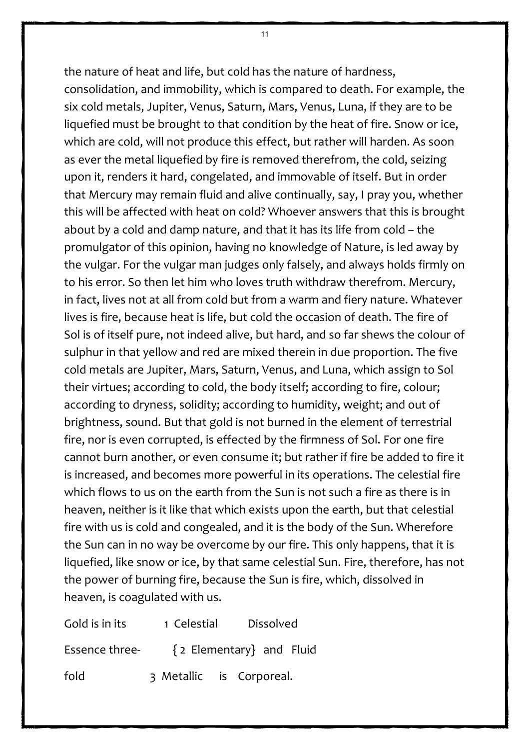the nature of heat and life, but cold has the nature of hardness, consolidation, and immobility, which is compared to death. For example, the six cold metals, Jupiter, Venus, Saturn, Mars, Venus, Luna, if they are to be liquefied must be brought to that condition by the heat of fire. Snow or ice, which are cold, will not produce this effect, but rather will harden. As soon as ever the metal liquefied by fire is removed therefrom, the cold, seizing upon it, renders it hard, congelated, and immovable of itself. But in order that Mercury may remain fluid and alive continually, say, I pray you, whether this will be affected with heat on cold? Whoever answers that this is brought about by a cold and damp nature, and that it has its life from cold – the promulgator of this opinion, having no knowledge of Nature, is led away by the vulgar. For the vulgar man judges only falsely, and always holds firmly on to his error. So then let him who loves truth withdraw therefrom. Mercury, in fact, lives not at all from cold but from a warm and fiery nature. Whatever lives is fire, because heat is life, but cold the occasion of death. The fire of Sol is of itself pure, not indeed alive, but hard, and so far shews the colour of sulphur in that yellow and red are mixed therein in due proportion. The five cold metals are Jupiter, Mars, Saturn, Venus, and Luna, which assign to Sol their virtues; according to cold, the body itself; according to fire, colour; according to dryness, solidity; according to humidity, weight; and out of brightness, sound. But that gold is not burned in the element of terrestrial fire, nor is even corrupted, is effected by the firmness of Sol. For one fire cannot burn another, or even consume it; but rather if fire be added to fire it is increased, and becomes more powerful in its operations. The celestial fire which flows to us on the earth from the Sun is not such a fire as there is in heaven, neither is it like that which exists upon the earth, but that celestial fire with us is cold and congealed, and it is the body of the Sun. Wherefore the Sun can in no way be overcome by our fire. This only happens, that it is liquefied, like snow or ice, by that same celestial Sun. Fire, therefore, has not the power of burning fire, because the Sun is fire, which, dissolved in heaven, is coagulated with us.

Gold is in its &nbsp;&nbsp;&nbsp; 1 Celestial &nbsp;&nbsp;&nbsp; Dissolved

Essence three- &nbsp;&nbsp;&nbsp; { 2 Elementary } and Fluid

fold &nbsp;&nbsp;&nbsp; 3 Metallic &nbsp;&nbsp;&nbsp; is Corporeal.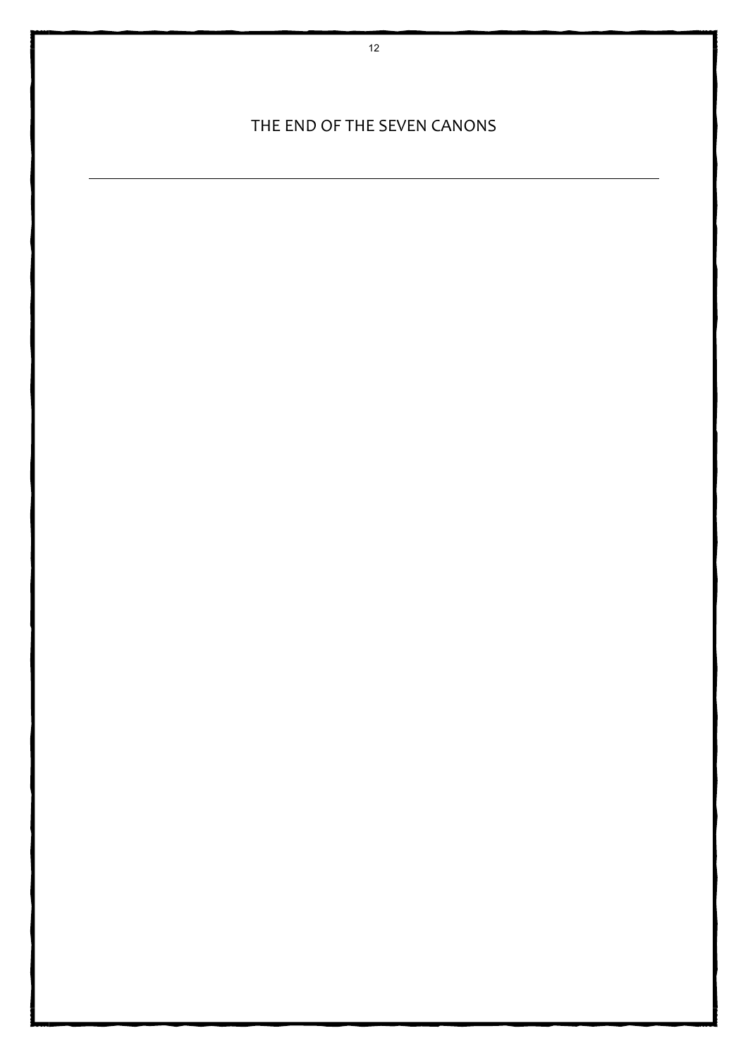# THE END OF THE SEVEN CANONS

---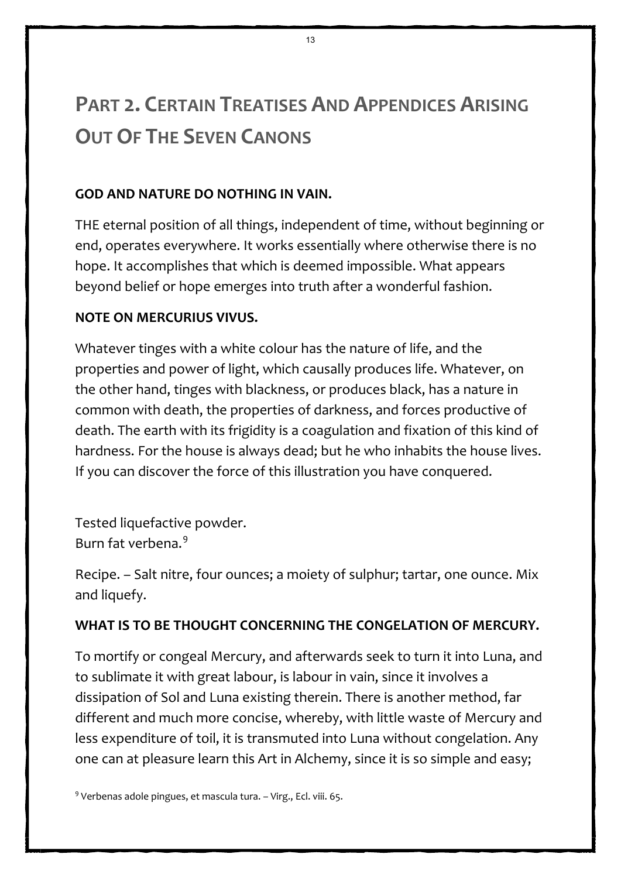# Part 2. Certain Treatises And Appendices Arising Out Of The Seven Canons

**GOD AND NATURE DO NOTHING IN VAIN.**

THE eternal position of all things, independent of time, without beginning or end, operates everywhere. It works essentially where otherwise there is no hope. It accomplishes that which is deemed impossible. What appears beyond belief or hope emerges into truth after a wonderful fashion.

**NOTE ON MERCURIUS VIVUS.**

Whatever tinges with a white colour has the nature of life, and the properties and power of light, which causally produces life. Whatever, on the other hand, tinges with blackness, or produces black, has a nature in common with death, the properties of darkness, and forces productive of death. The earth with its frigidity is a coagulation and fixation of this kind of hardness. For the house is always dead; but he who inhabits the house lives. If you can discover the force of this illustration you have conquered.

Tested liquefactive powder.
Burn fat verbena.[9]

Recipe. – Salt nitre, four ounces; a moiety of sulphur; tartar, one ounce. Mix and liquefy.

**WHAT IS TO BE THOUGHT CONCERNING THE CONGELATION OF MERCURY.**

To mortify or congeal Mercury, and afterwards seek to turn it into Luna, and to sublimate it with great labour, is labour in vain, since it involves a dissipation of Sol and Luna existing therein. There is another method, far different and much more concise, whereby, with little waste of Mercury and less expenditure of toil, it is transmuted into Luna without congelation. Any one can at pleasure learn this Art in Alchemy, since it is so simple and easy;

[9] Verbenas adole pingues, et mascula tura. – Virg., Ecl. viii. 65.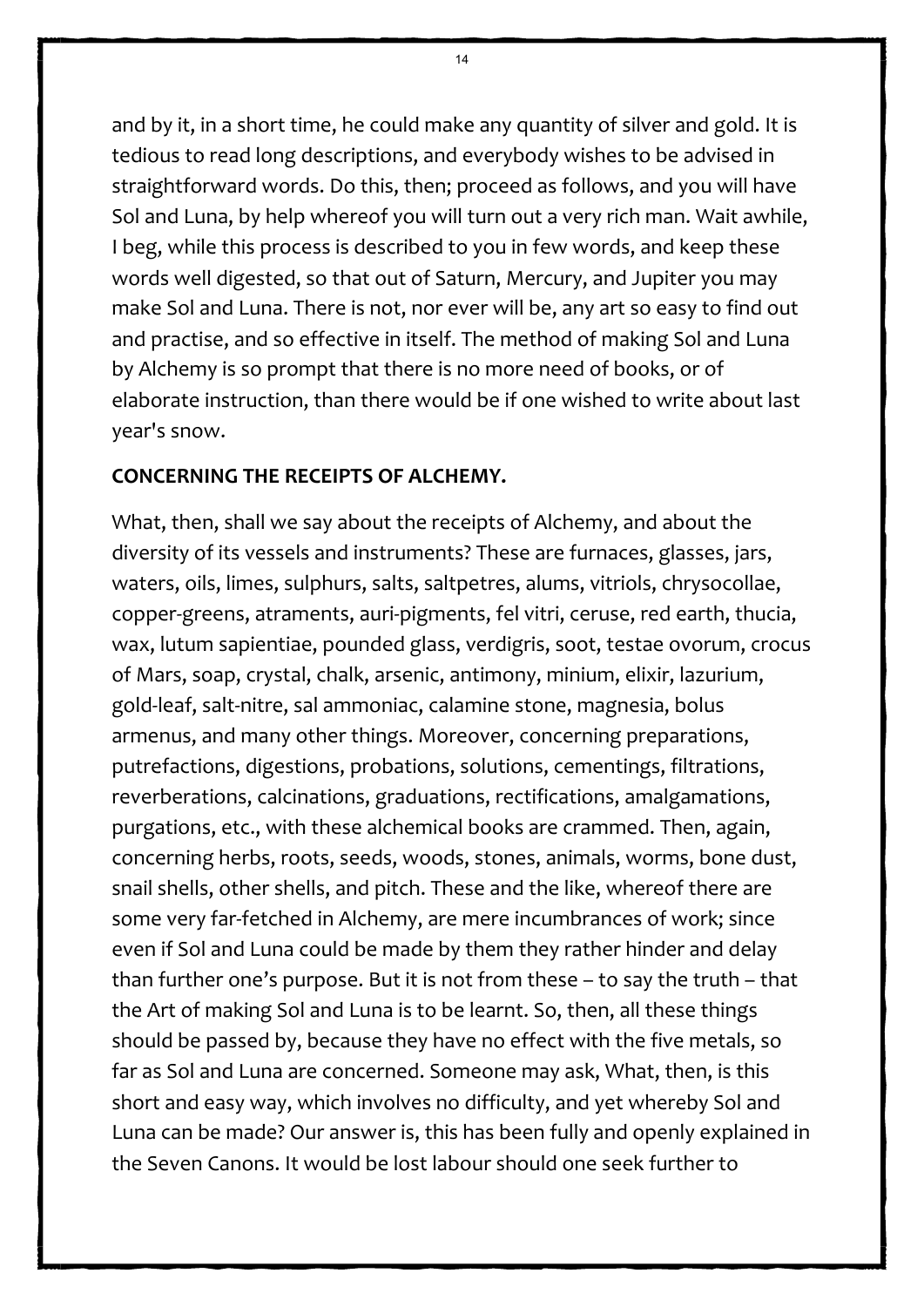and by it, in a short time, he could make any quantity of silver and gold. It is tedious to read long descriptions, and everybody wishes to be advised in straightforward words. Do this, then; proceed as follows, and you will have Sol and Luna, by help whereof you will turn out a very rich man. Wait awhile, I beg, while this process is described to you in few words, and keep these words well digested, so that out of Saturn, Mercury, and Jupiter you may make Sol and Luna. There is not, nor ever will be, any art so easy to find out and practise, and so effective in itself. The method of making Sol and Luna by Alchemy is so prompt that there is no more need of books, or of elaborate instruction, than there would be if one wished to write about last year's snow.

**CONCERNING THE RECEIPTS OF ALCHEMY.**

What, then, shall we say about the receipts of Alchemy, and about the diversity of its vessels and instruments? These are furnaces, glasses, jars, waters, oils, limes, sulphurs, salts, saltpetres, alums, vitriols, chrysocollae, copper-greens, atraments, auri-pigments, fel vitri, ceruse, red earth, thucia, wax, lutum sapientiae, pounded glass, verdigris, soot, testae ovorum, crocus of Mars, soap, crystal, chalk, arsenic, antimony, minium, elixir, lazurium, gold-leaf, salt-nitre, sal ammoniac, calamine stone, magnesia, bolus armenus, and many other things. Moreover, concerning preparations, putrefactions, digestions, probations, solutions, cementings, filtrations, reverberations, calcinations, graduations, rectifications, amalgamations, purgations, etc., with these alchemical books are crammed. Then, again, concerning herbs, roots, seeds, woods, stones, animals, worms, bone dust, snail shells, other shells, and pitch. These and the like, whereof there are some very far-fetched in Alchemy, are mere incumbrances of work; since even if Sol and Luna could be made by them they rather hinder and delay than further one's purpose. But it is not from these – to say the truth – that the Art of making Sol and Luna is to be learnt. So, then, all these things should be passed by, because they have no effect with the five metals, so far as Sol and Luna are concerned. Someone may ask, What, then, is this short and easy way, which involves no difficulty, and yet whereby Sol and Luna can be made? Our answer is, this has been fully and openly explained in the Seven Canons. It would be lost labour should one seek further to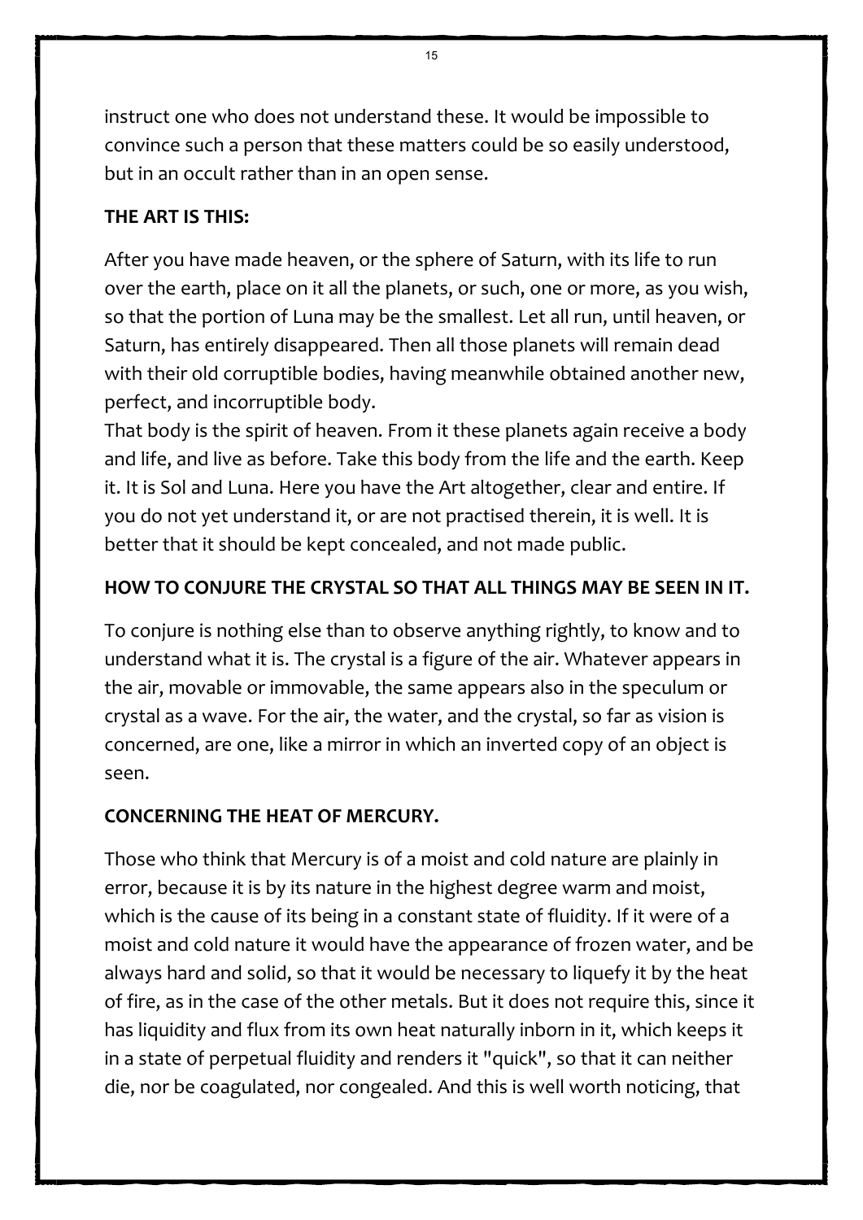instruct one who does not understand these. It would be impossible to convince such a person that these matters could be so easily understood, but in an occult rather than in an open sense.

## THE ART IS THIS:

After you have made heaven, or the sphere of Saturn, with its life to run over the earth, place on it all the planets, or such, one or more, as you wish, so that the portion of Luna may be the smallest. Let all run, until heaven, or Saturn, has entirely disappeared. Then all those planets will remain dead with their old corruptible bodies, having meanwhile obtained another new, perfect, and incorruptible body.
That body is the spirit of heaven. From it these planets again receive a body and life, and live as before. Take this body from the life and the earth. Keep it. It is Sol and Luna. Here you have the Art altogether, clear and entire. If you do not yet understand it, or are not practised therein, it is well. It is better that it should be kept concealed, and not made public.

## HOW TO CONJURE THE CRYSTAL SO THAT ALL THINGS MAY BE SEEN IN IT.

To conjure is nothing else than to observe anything rightly, to know and to understand what it is. The crystal is a figure of the air. Whatever appears in the air, movable or immovable, the same appears also in the speculum or crystal as a wave. For the air, the water, and the crystal, so far as vision is concerned, are one, like a mirror in which an inverted copy of an object is seen.

## CONCERNING THE HEAT OF MERCURY.

Those who think that Mercury is of a moist and cold nature are plainly in error, because it is by its nature in the highest degree warm and moist, which is the cause of its being in a constant state of fluidity. If it were of a moist and cold nature it would have the appearance of frozen water, and be always hard and solid, so that it would be necessary to liquefy it by the heat of fire, as in the case of the other metals. But it does not require this, since it has liquidity and flux from its own heat naturally inborn in it, which keeps it in a state of perpetual fluidity and renders it "quick", so that it can neither die, nor be coagulated, nor congealed. And this is well worth noticing, that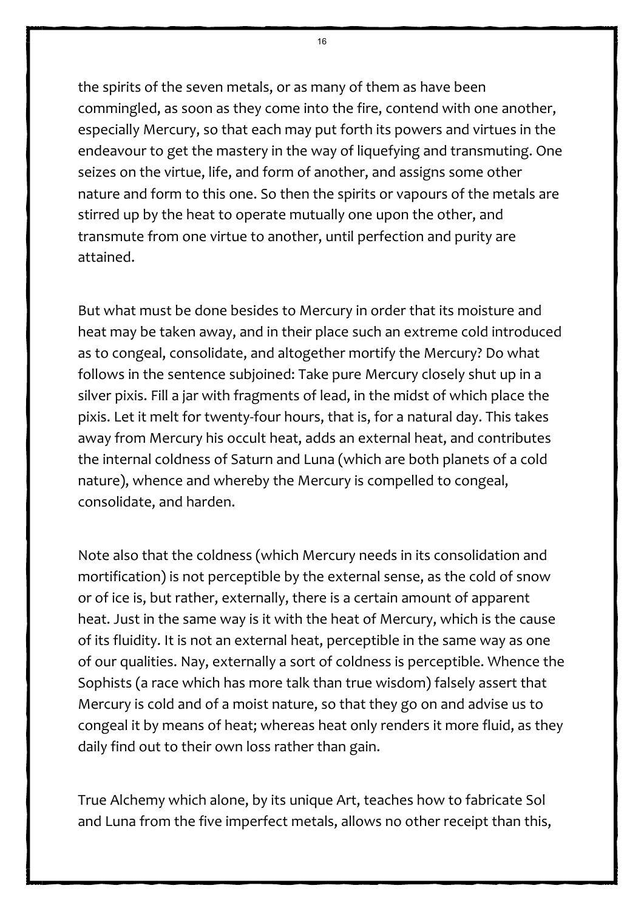the spirits of the seven metals, or as many of them as have been commingled, as soon as they come into the fire, contend with one another, especially Mercury, so that each may put forth its powers and virtues in the endeavour to get the mastery in the way of liquefying and transmuting. One seizes on the virtue, life, and form of another, and assigns some other nature and form to this one. So then the spirits or vapours of the metals are stirred up by the heat to operate mutually one upon the other, and transmute from one virtue to another, until perfection and purity are attained.

But what must be done besides to Mercury in order that its moisture and heat may be taken away, and in their place such an extreme cold introduced as to congeal, consolidate, and altogether mortify the Mercury? Do what follows in the sentence subjoined: Take pure Mercury closely shut up in a silver pixis. Fill a jar with fragments of lead, in the midst of which place the pixis. Let it melt for twenty-four hours, that is, for a natural day. This takes away from Mercury his occult heat, adds an external heat, and contributes the internal coldness of Saturn and Luna (which are both planets of a cold nature), whence and whereby the Mercury is compelled to congeal, consolidate, and harden.

Note also that the coldness (which Mercury needs in its consolidation and mortification) is not perceptible by the external sense, as the cold of snow or of ice is, but rather, externally, there is a certain amount of apparent heat. Just in the same way is it with the heat of Mercury, which is the cause of its fluidity. It is not an external heat, perceptible in the same way as one of our qualities. Nay, externally a sort of coldness is perceptible. Whence the Sophists (a race which has more talk than true wisdom) falsely assert that Mercury is cold and of a moist nature, so that they go on and advise us to congeal it by means of heat; whereas heat only renders it more fluid, as they daily find out to their own loss rather than gain.

True Alchemy which alone, by its unique Art, teaches how to fabricate Sol and Luna from the five imperfect metals, allows no other receipt than this,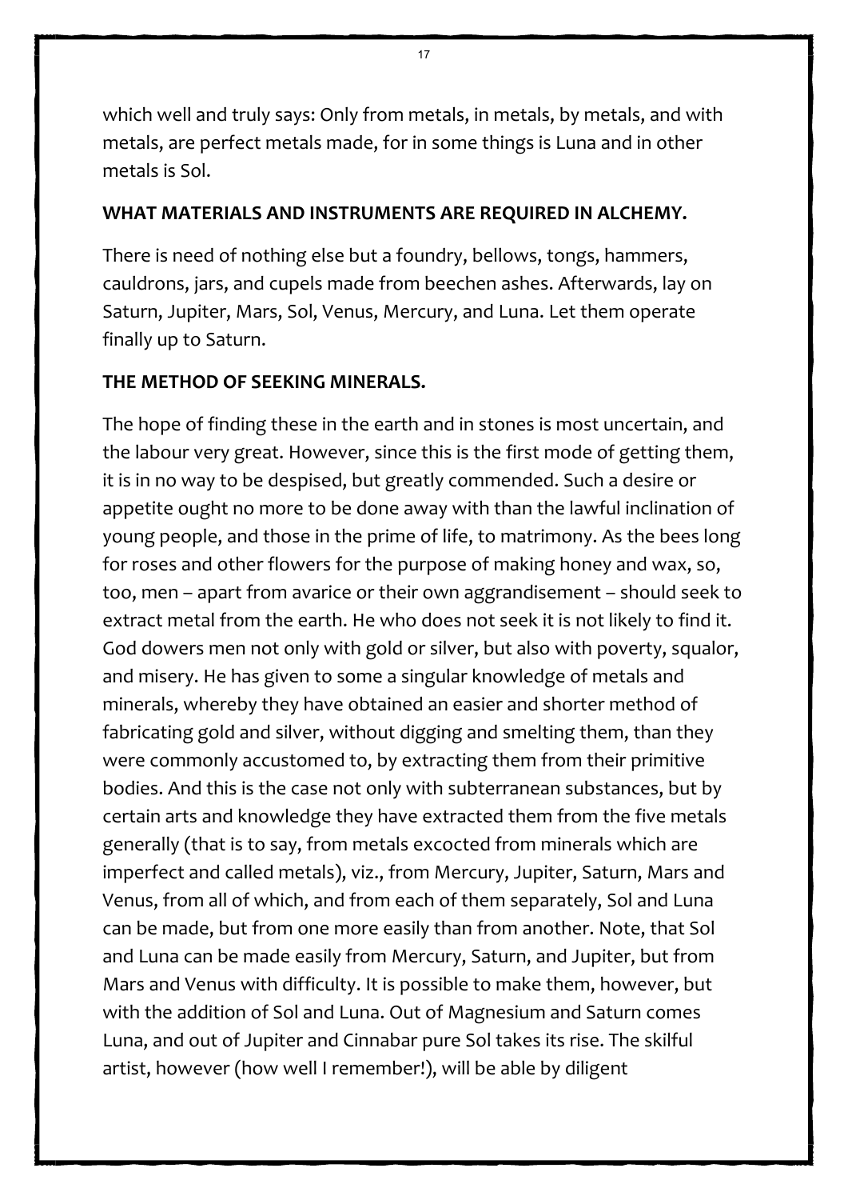which well and truly says: Only from metals, in metals, by metals, and with metals, are perfect metals made, for in some things is Luna and in other metals is Sol.

**WHAT MATERIALS AND INSTRUMENTS ARE REQUIRED IN ALCHEMY.**

There is need of nothing else but a foundry, bellows, tongs, hammers, cauldrons, jars, and cupels made from beechen ashes. Afterwards, lay on Saturn, Jupiter, Mars, Sol, Venus, Mercury, and Luna. Let them operate finally up to Saturn.

**THE METHOD OF SEEKING MINERALS.**

The hope of finding these in the earth and in stones is most uncertain, and the labour very great. However, since this is the first mode of getting them, it is in no way to be despised, but greatly commended. Such a desire or appetite ought no more to be done away with than the lawful inclination of young people, and those in the prime of life, to matrimony. As the bees long for roses and other flowers for the purpose of making honey and wax, so, too, men – apart from avarice or their own aggrandisement – should seek to extract metal from the earth. He who does not seek it is not likely to find it. God dowers men not only with gold or silver, but also with poverty, squalor, and misery. He has given to some a singular knowledge of metals and minerals, whereby they have obtained an easier and shorter method of fabricating gold and silver, without digging and smelting them, than they were commonly accustomed to, by extracting them from their primitive bodies. And this is the case not only with subterranean substances, but by certain arts and knowledge they have extracted them from the five metals generally (that is to say, from metals excocted from minerals which are imperfect and called metals), viz., from Mercury, Jupiter, Saturn, Mars and Venus, from all of which, and from each of them separately, Sol and Luna can be made, but from one more easily than from another. Note, that Sol and Luna can be made easily from Mercury, Saturn, and Jupiter, but from Mars and Venus with difficulty. It is possible to make them, however, but with the addition of Sol and Luna. Out of Magnesium and Saturn comes Luna, and out of Jupiter and Cinnabar pure Sol takes its rise. The skilful artist, however (how well I remember!), will be able by diligent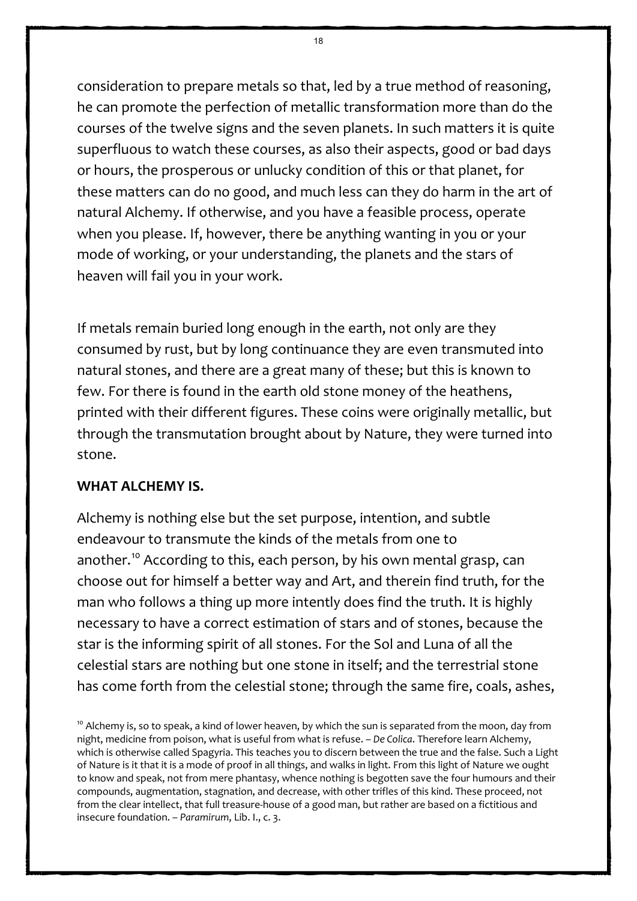consideration to prepare metals so that, led by a true method of reasoning, he can promote the perfection of metallic transformation more than do the courses of the twelve signs and the seven planets. In such matters it is quite superfluous to watch these courses, as also their aspects, good or bad days or hours, the prosperous or unlucky condition of this or that planet, for these matters can do no good, and much less can they do harm in the art of natural Alchemy. If otherwise, and you have a feasible process, operate when you please. If, however, there be anything wanting in you or your mode of working, or your understanding, the planets and the stars of heaven will fail you in your work.

If metals remain buried long enough in the earth, not only are they consumed by rust, but by long continuance they are even transmuted into natural stones, and there are a great many of these; but this is known to few. For there is found in the earth old stone money of the heathens, printed with their different figures. These coins were originally metallic, but through the transmutation brought about by Nature, they were turned into stone.

**WHAT ALCHEMY IS.**

Alchemy is nothing else but the set purpose, intention, and subtle endeavour to transmute the kinds of the metals from one to another.[10] According to this, each person, by his own mental grasp, can choose out for himself a better way and Art, and therein find truth, for the man who follows a thing up more intently does find the truth. It is highly necessary to have a correct estimation of stars and of stones, because the star is the informing spirit of all stones. For the Sol and Luna of all the celestial stars are nothing but one stone in itself; and the terrestrial stone has come forth from the celestial stone; through the same fire, coals, ashes,

[10] Alchemy is, so to speak, a kind of lower heaven, by which the sun is separated from the moon, day from night, medicine from poison, what is useful from what is refuse. – *De Colica*. Therefore learn Alchemy, which is otherwise called Spagyria. This teaches you to discern between the true and the false. Such a Light of Nature is it that it is a mode of proof in all things, and walks in light. From this light of Nature we ought to know and speak, not from mere phantasy, whence nothing is begotten save the four humours and their compounds, augmentation, stagnation, and decrease, with other trifles of this kind. These proceed, not from the clear intellect, that full treasure-house of a good man, but rather are based on a fictitious and insecure foundation. – *Paramirum*, Lib. I., c. 3.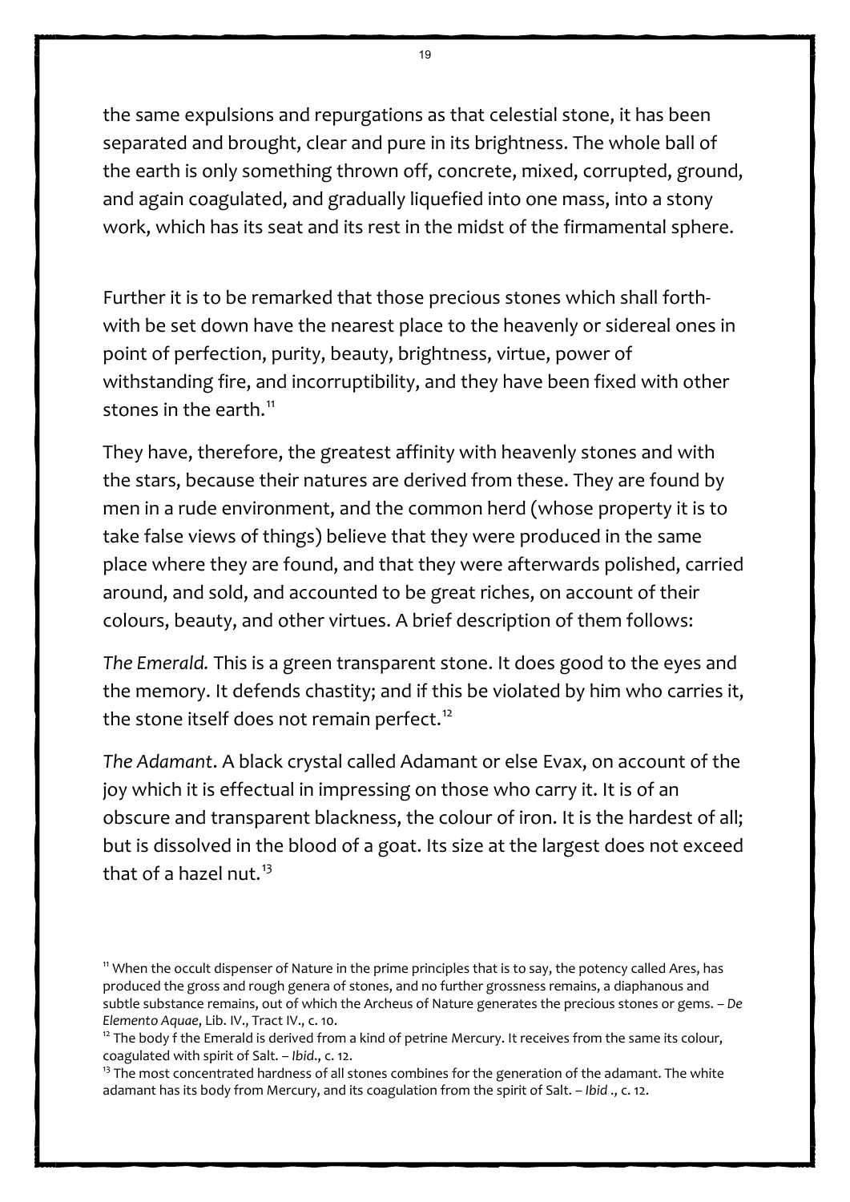the same expulsions and repurgations as that celestial stone, it has been separated and brought, clear and pure in its brightness. The whole ball of the earth is only something thrown off, concrete, mixed, corrupted, ground, and again coagulated, and gradually liquefied into one mass, into a stony work, which has its seat and its rest in the midst of the firmamental sphere.

Further it is to be remarked that those precious stones which shall forthwith be set down have the nearest place to the heavenly or sidereal ones in point of perfection, purity, beauty, brightness, virtue, power of withstanding fire, and incorruptibility, and they have been fixed with other stones in the earth.[11]

They have, therefore, the greatest affinity with heavenly stones and with the stars, because their natures are derived from these. They are found by men in a rude environment, and the common herd (whose property it is to take false views of things) believe that they were produced in the same place where they are found, and that they were afterwards polished, carried around, and sold, and accounted to be great riches, on account of their colours, beauty, and other virtues. A brief description of them follows:

*The Emerald.* This is a green transparent stone. It does good to the eyes and the memory. It defends chastity; and if this be violated by him who carries it, the stone itself does not remain perfect.[12]

*The Adamant*. A black crystal called Adamant or else Evax, on account of the joy which it is effectual in impressing on those who carry it. It is of an obscure and transparent blackness, the colour of iron. It is the hardest of all; but is dissolved in the blood of a goat. Its size at the largest does not exceed that of a hazel nut.[13]

---

[11] When the occult dispenser of Nature in the prime principles that is to say, the potency called Ares, has produced the gross and rough genera of stones, and no further grossness remains, a diaphanous and subtle substance remains, out of which the Archeus of Nature generates the precious stones or gems. – *De Elemento Aquae*, Lib. IV., Tract IV., c. 10.

[12] The body f the Emerald is derived from a kind of petrine Mercury. It receives from the same its colour, coagulated with spirit of Salt. – *Ibid*., c. 12.

[13] The most concentrated hardness of all stones combines for the generation of the adamant. The white adamant has its body from Mercury, and its coagulation from the spirit of Salt. – *Ibid* ., c. 12.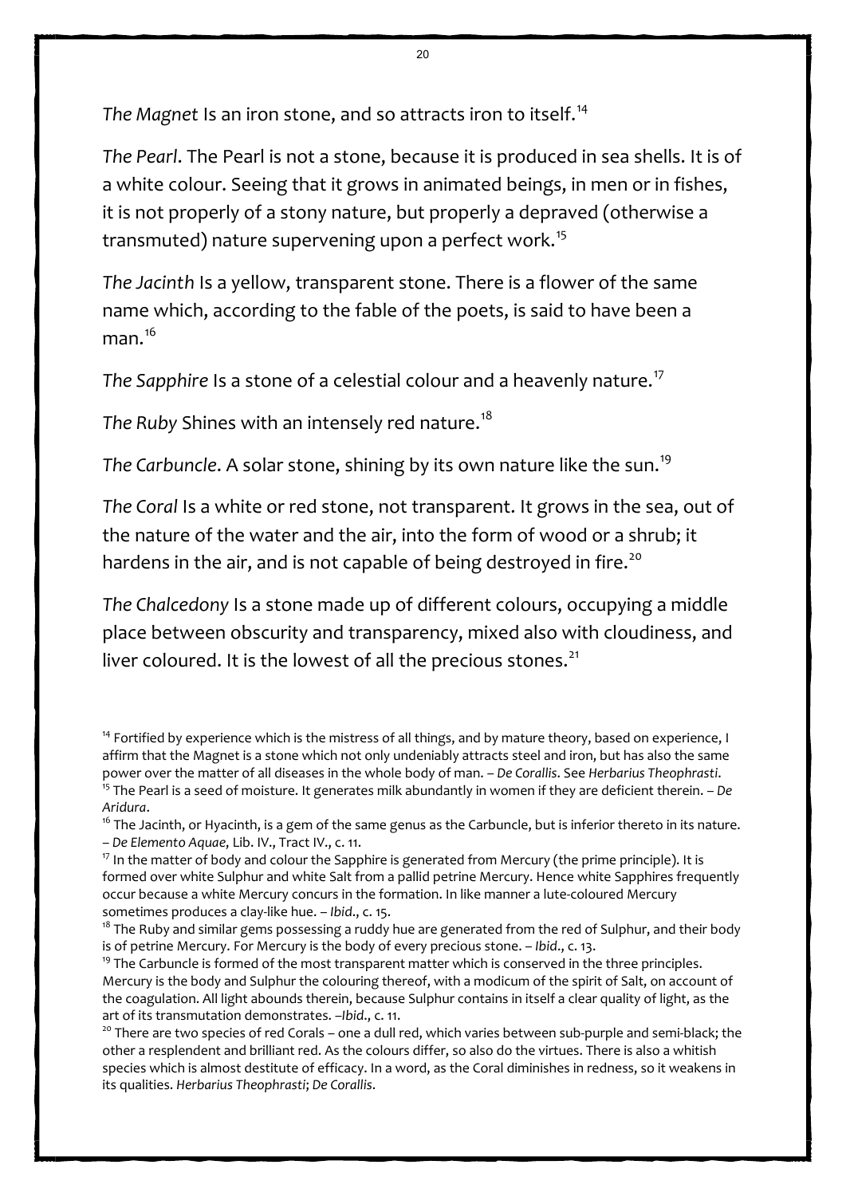*The Magnet* Is an iron stone, and so attracts iron to itself.[14]

*The Pearl*. The Pearl is not a stone, because it is produced in sea shells. It is of a white colour. Seeing that it grows in animated beings, in men or in fishes, it is not properly of a stony nature, but properly a depraved (otherwise a transmuted) nature supervening upon a perfect work.[15]

*The Jacinth* Is a yellow, transparent stone. There is a flower of the same name which, according to the fable of the poets, is said to have been a man.[16]

*The Sapphire* Is a stone of a celestial colour and a heavenly nature.[17]

*The Ruby* Shines with an intensely red nature.[18]

*The Carbuncle*. A solar stone, shining by its own nature like the sun.[19]

*The Coral* Is a white or red stone, not transparent. It grows in the sea, out of the nature of the water and the air, into the form of wood or a shrub; it hardens in the air, and is not capable of being destroyed in fire.[20]

*The Chalcedony* Is a stone made up of different colours, occupying a middle place between obscurity and transparency, mixed also with cloudiness, and liver coloured. It is the lowest of all the precious stones.[21]

---

[14] Fortified by experience which is the mistress of all things, and by mature theory, based on experience, I affirm that the Magnet is a stone which not only undeniably attracts steel and iron, but has also the same power over the matter of all diseases in the whole body of man. – *De Corallis*. See *Herbarius Theophrasti*.

[15] The Pearl is a seed of moisture. It generates milk abundantly in women if they are deficient therein. – *De Aridura*.

[16] The Jacinth, or Hyacinth, is a gem of the same genus as the Carbuncle, but is inferior thereto in its nature. – *De Elemento Aquae*, Lib. IV., Tract IV., c. 11.

[17] In the matter of body and colour the Sapphire is generated from Mercury (the prime principle). It is formed over white Sulphur and white Salt from a pallid petrine Mercury. Hence white Sapphires frequently occur because a white Mercury concurs in the formation. In like manner a lute-coloured Mercury sometimes produces a clay-like hue. – *Ibid*., c. 15.

[18] The Ruby and similar gems possessing a ruddy hue are generated from the red of Sulphur, and their body is of petrine Mercury. For Mercury is the body of every precious stone. – *Ibid*., c. 13.

[19] The Carbuncle is formed of the most transparent matter which is conserved in the three principles. Mercury is the body and Sulphur the colouring thereof, with a modicum of the spirit of Salt, on account of the coagulation. All light abounds therein, because Sulphur contains in itself a clear quality of light, as the art of its transmutation demonstrates. –*Ibid*., c. 11.

[20] There are two species of red Corals – one a dull red, which varies between sub-purple and semi-black; the other a resplendent and brilliant red. As the colours differ, so also do the virtues. There is also a whitish species which is almost destitute of efficacy. In a word, as the Coral diminishes in redness, so it weakens in its qualities. *Herbarius Theophrasti*; *De Corallis*.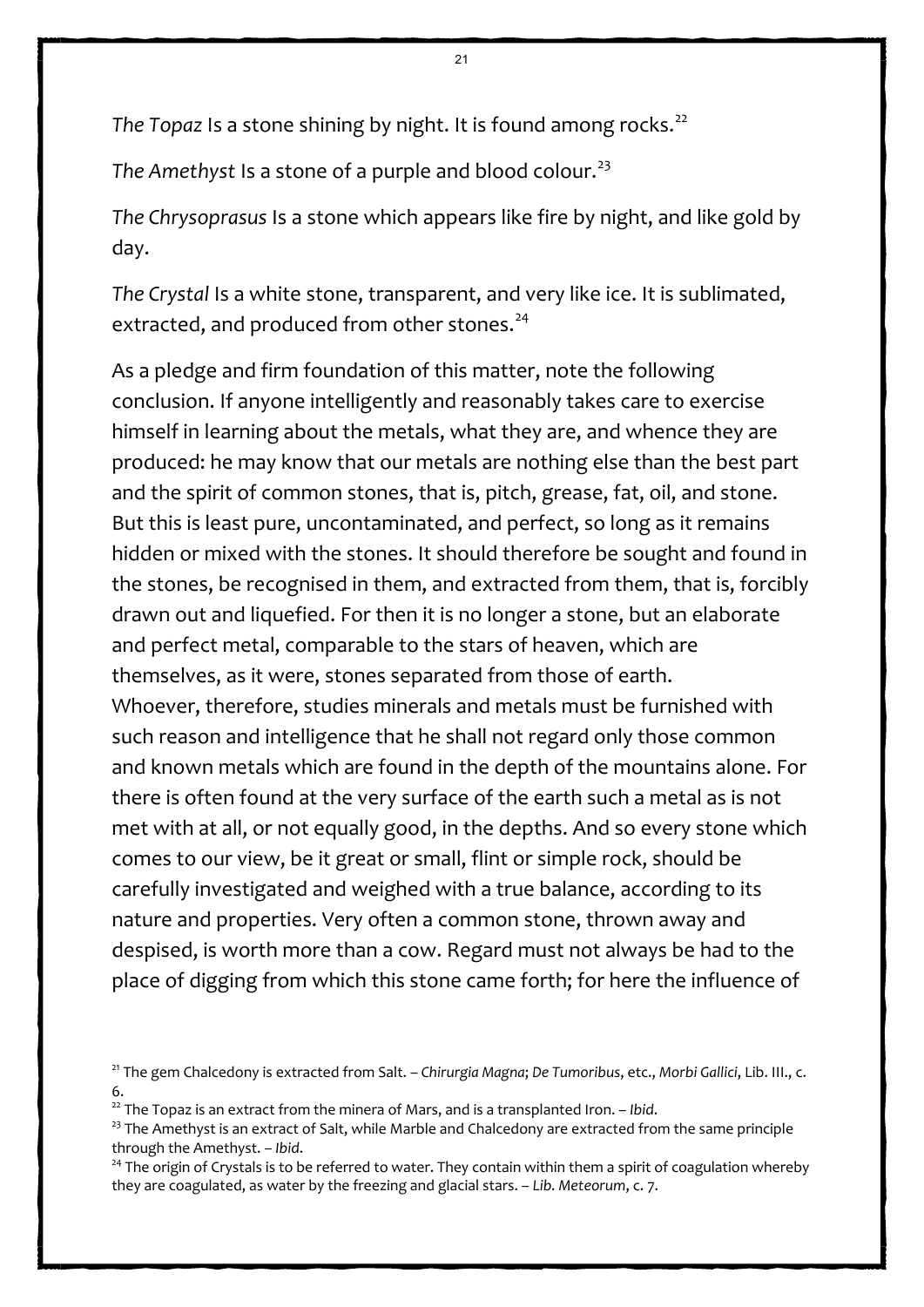*The Topaz* Is a stone shining by night. It is found among rocks.[22]

*The Amethyst* Is a stone of a purple and blood colour.[23]

*The Chrysoprasus* Is a stone which appears like fire by night, and like gold by day.

*The Crystal* Is a white stone, transparent, and very like ice. It is sublimated, extracted, and produced from other stones.[24]

As a pledge and firm foundation of this matter, note the following conclusion. If anyone intelligently and reasonably takes care to exercise himself in learning about the metals, what they are, and whence they are produced: he may know that our metals are nothing else than the best part and the spirit of common stones, that is, pitch, grease, fat, oil, and stone. But this is least pure, uncontaminated, and perfect, so long as it remains hidden or mixed with the stones. It should therefore be sought and found in the stones, be recognised in them, and extracted from them, that is, forcibly drawn out and liquefied. For then it is no longer a stone, but an elaborate and perfect metal, comparable to the stars of heaven, which are themselves, as it were, stones separated from those of earth.
Whoever, therefore, studies minerals and metals must be furnished with such reason and intelligence that he shall not regard only those common and known metals which are found in the depth of the mountains alone. For there is often found at the very surface of the earth such a metal as is not met with at all, or not equally good, in the depths. And so every stone which comes to our view, be it great or small, flint or simple rock, should be carefully investigated and weighed with a true balance, according to its nature and properties. Very often a common stone, thrown away and despised, is worth more than a cow. Regard must not always be had to the place of digging from which this stone came forth; for here the influence of

---

[21] The gem Chalcedony is extracted from Salt. – *Chirurgia Magna*; *De Tumoribus*, etc., *Morbi Gallici*, Lib. III., c. 6.

[22] The Topaz is an extract from the minera of Mars, and is a transplanted Iron. – *Ibid*.

[23] The Amethyst is an extract of Salt, while Marble and Chalcedony are extracted from the same principle through the Amethyst. – *Ibid*.

[24] The origin of Crystals is to be referred to water. They contain within them a spirit of coagulation whereby they are coagulated, as water by the freezing and glacial stars. – *Lib. Meteorum*, c. 7.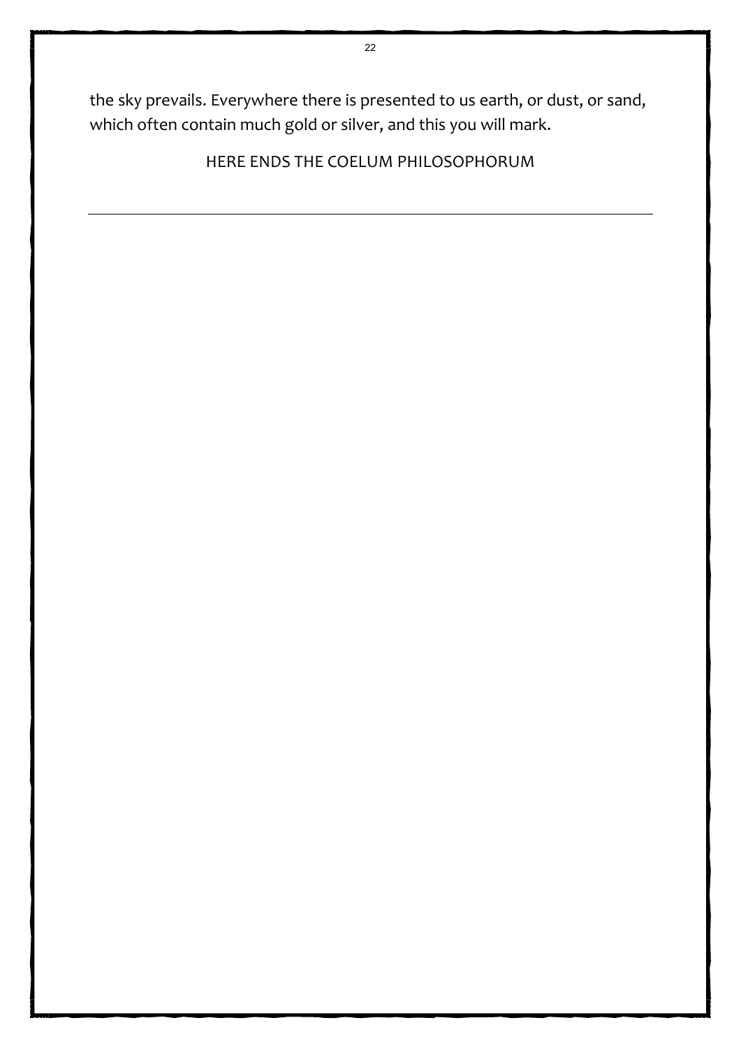the sky prevails. Everywhere there is presented to us earth, or dust, or sand, which often contain much gold or silver, and this you will mark.

HERE ENDS THE COELUM PHILOSOPHORUM

---